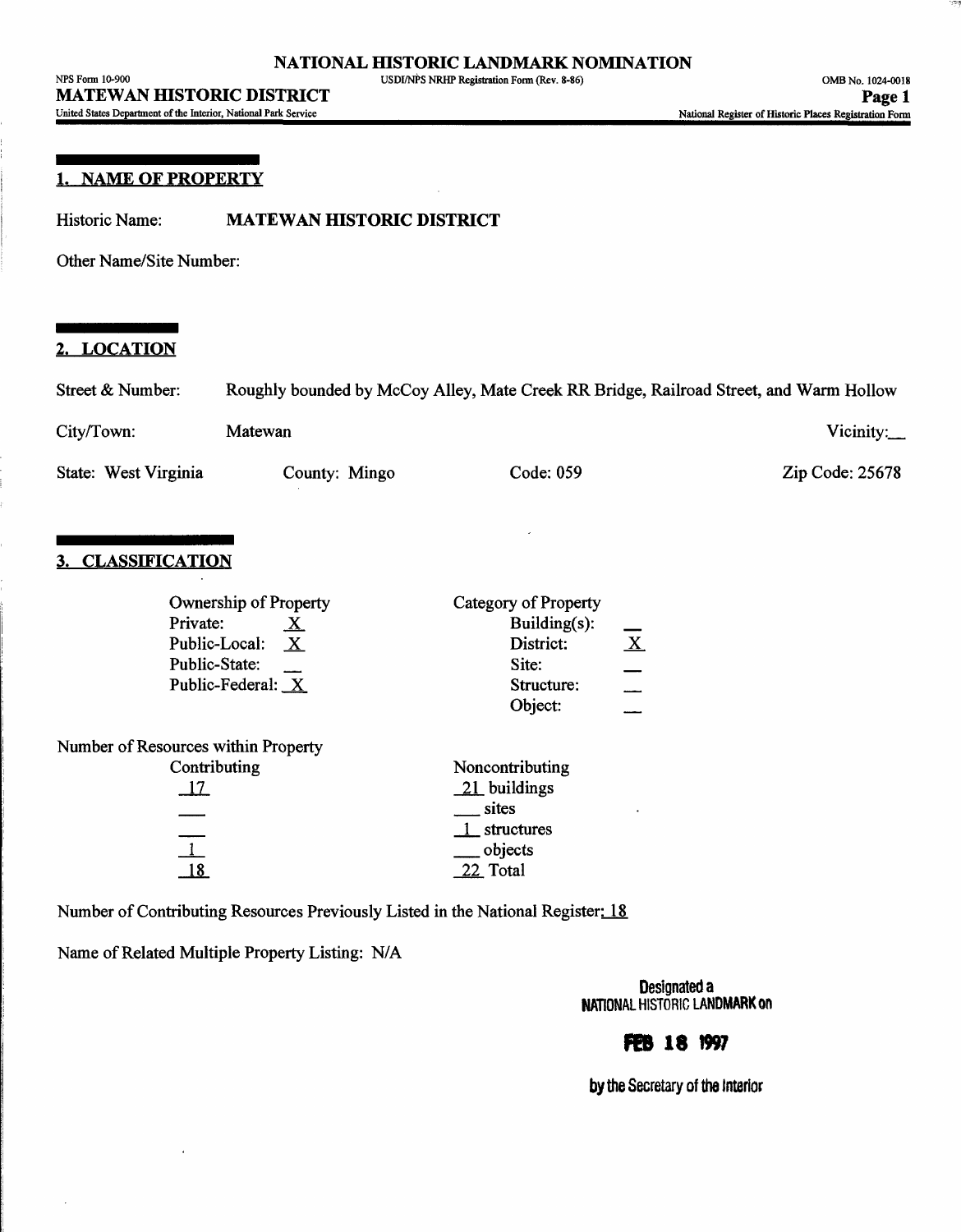# NATIONAL HISTORIC LANDMARK NOMINATION

NPS Form 10-900 USDI/NPS NRHP Registration Form (Rev. 8-86) OMB No. 1024-0018

**MATEWAN HISTORIC DISTRICT**

United States Department of the Interior, National Park Service National Register of Historic Places Registration Form

## 1. NAME OF PROPERTY

Historic Name: **MATEWAN HISTORIC DISTRICT**

Other Name/Site Number:

## 2. LOCATION

Street & Number: Roughly bounded by McCoy Alley, Mate Creek RR Bridge, Railroad Street, and Warm Hollow

City/Town: Matewan Vicinity:__

State: West Virginia County: Mingo Code: 059 Zip Code: 25678

## 3. CLASSIFICATION

| Ownership of Property | | Category of Property | |
|---|---|---|---|
| Private: | X | Building(s): | __ |
| Public-Local: | X | District: | X |
| Public-State: | __ | Site: | __ |
| Public-Federal: | X | Structure: | __ |
| | | Object: | __ |

Number of Resources within Property

| Contributing | Noncontributing |
|---|---|
| 17 | 21 buildings |
| ___ | ___ sites |
| ___ | 1 structures |
| 1 | ___ objects |
| 18 | 22 Total |

Number of Contributing Resources Previously Listed in the National Register: 18

Name of Related Multiple Property Listing: N/A

Designated a NATIONAL HISTORIC LANDMARK on

FEB 18 1997

by the Secretary of the Interior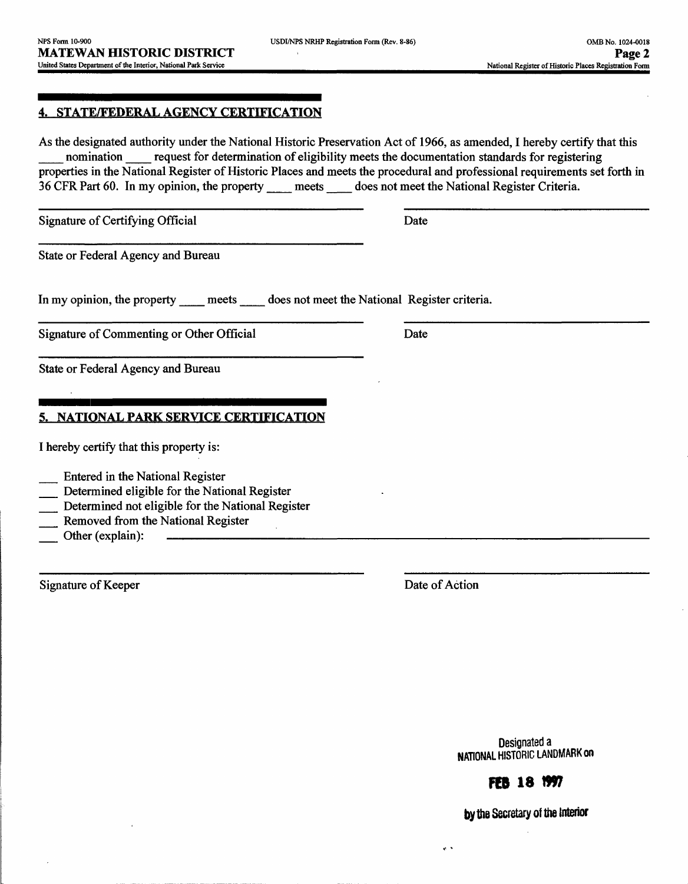## 4. STATE/FEDERAL AGENCY CERTIFICATION

As the designated authority under the National Historic Preservation Act of 1966, as amended, I hereby certify that this ____ nomination ____ request for determination of eligibility meets the documentation standards for registering properties in the National Register of Historic Places and meets the procedural and professional requirements set forth in 36 CFR Part 60. In my opinion, the property ____ meets ____ does not meet the National Register Criteria.

Signature of Certifying Official — Date

State or Federal Agency and Bureau

In my opinion, the property ____ meets ____ does not meet the National Register criteria.

Signature of Commenting or Other Official — Date

State or Federal Agency and Bureau

## 5. NATIONAL PARK SERVICE CERTIFICATION

I hereby certify that this property is:

___ Entered in the National Register
___ Determined eligible for the National Register
___ Determined not eligible for the National Register
___ Removed from the National Register
___ Other (explain):

Signature of Keeper — Date of Action

Designated a
NATIONAL HISTORIC LANDMARK on

**FEB 18 1997**

by the Secretary of the Interior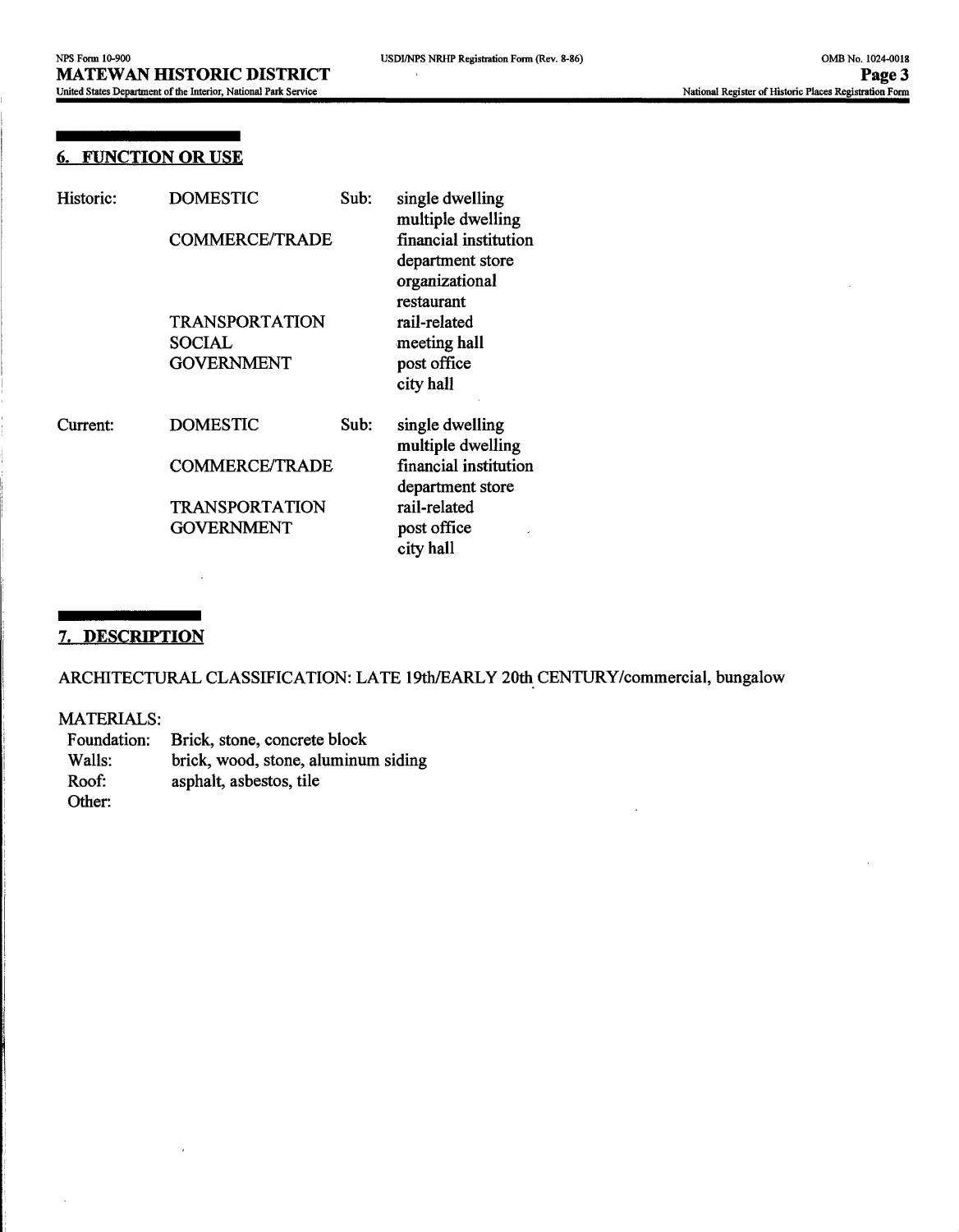## 6. FUNCTION OR USE

| | | | |
|---|---|---|---|
| Historic: | DOMESTIC | Sub: | single dwelling |
| | | | multiple dwelling |
| | COMMERCE/TRADE | | financial institution |
| | | | department store |
| | | | organizational |
| | | | restaurant |
| | TRANSPORTATION | | rail-related |
| | SOCIAL | | meeting hall |
| | GOVERNMENT | | post office |
| | | | city hall |
| Current: | DOMESTIC | Sub: | single dwelling |
| | | | multiple dwelling |
| | COMMERCE/TRADE | | financial institution |
| | | | department store |
| | TRANSPORTATION | | rail-related |
| | GOVERNMENT | | post office |
| | | | city hall |

## 7. DESCRIPTION

ARCHITECTURAL CLASSIFICATION: LATE 19th/EARLY 20th CENTURY/commercial, bungalow

MATERIALS:

| | |
|---|---|
| Foundation: | Brick, stone, concrete block |
| Walls: | brick, wood, stone, aluminum siding |
| Roof: | asphalt, asbestos, tile |
| Other: | |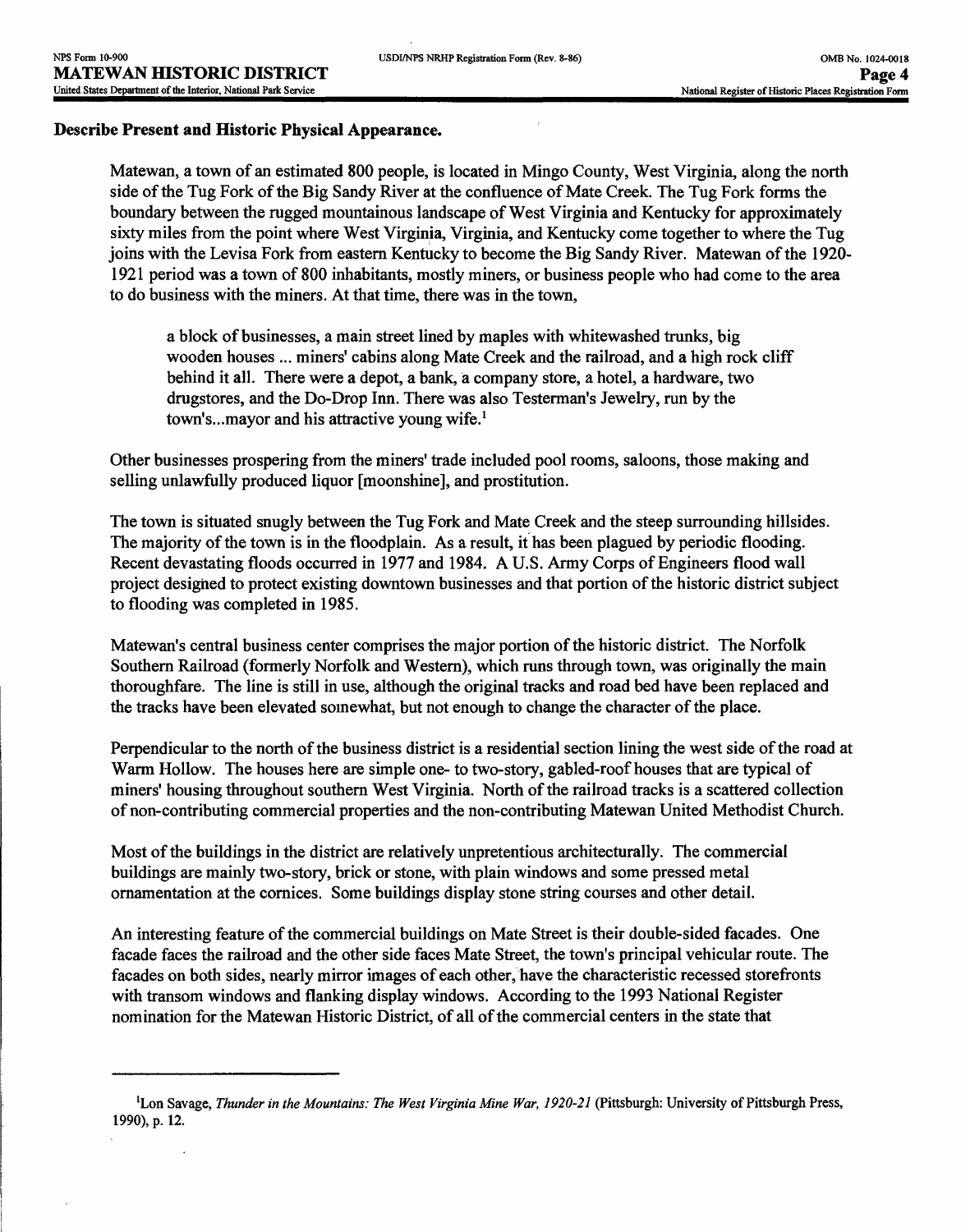## Describe Present and Historic Physical Appearance.

Matewan, a town of an estimated 800 people, is located in Mingo County, West Virginia, along the north side of the Tug Fork of the Big Sandy River at the confluence of Mate Creek. The Tug Fork forms the boundary between the rugged mountainous landscape of West Virginia and Kentucky for approximately sixty miles from the point where West Virginia, Virginia, and Kentucky come together to where the Tug joins with the Levisa Fork from eastern Kentucky to become the Big Sandy River. Matewan of the 1920-1921 period was a town of 800 inhabitants, mostly miners, or business people who had come to the area to do business with the miners. At that time, there was in the town,

> a block of businesses, a main street lined by maples with whitewashed trunks, big wooden houses ... miners' cabins along Mate Creek and the railroad, and a high rock cliff behind it all. There were a depot, a bank, a company store, a hotel, a hardware, two drugstores, and the Do-Drop Inn. There was also Testerman's Jewelry, run by the town's...mayor and his attractive young wife.[1]

Other businesses prospering from the miners' trade included pool rooms, saloons, those making and selling unlawfully produced liquor [moonshine], and prostitution.

The town is situated snugly between the Tug Fork and Mate Creek and the steep surrounding hillsides. The majority of the town is in the floodplain. As a result, it has been plagued by periodic flooding. Recent devastating floods occurred in 1977 and 1984. A U.S. Army Corps of Engineers flood wall project designed to protect existing downtown businesses and that portion of the historic district subject to flooding was completed in 1985.

Matewan's central business center comprises the major portion of the historic district. The Norfolk Southern Railroad (formerly Norfolk and Western), which runs through town, was originally the main thoroughfare. The line is still in use, although the original tracks and road bed have been replaced and the tracks have been elevated somewhat, but not enough to change the character of the place.

Perpendicular to the north of the business district is a residential section lining the west side of the road at Warm Hollow. The houses here are simple one- to two-story, gabled-roof houses that are typical of miners' housing throughout southern West Virginia. North of the railroad tracks is a scattered collection of non-contributing commercial properties and the non-contributing Matewan United Methodist Church.

Most of the buildings in the district are relatively unpretentious architecturally. The commercial buildings are mainly two-story, brick or stone, with plain windows and some pressed metal ornamentation at the cornices. Some buildings display stone string courses and other detail.

An interesting feature of the commercial buildings on Mate Street is their double-sided facades. One facade faces the railroad and the other side faces Mate Street, the town's principal vehicular route. The facades on both sides, nearly mirror images of each other, have the characteristic recessed storefronts with transom windows and flanking display windows. According to the 1993 National Register nomination for the Matewan Historic District, of all of the commercial centers in the state that

---

[1] Lon Savage, *Thunder in the Mountains: The West Virginia Mine War, 1920-21* (Pittsburgh: University of Pittsburgh Press, 1990), p. 12.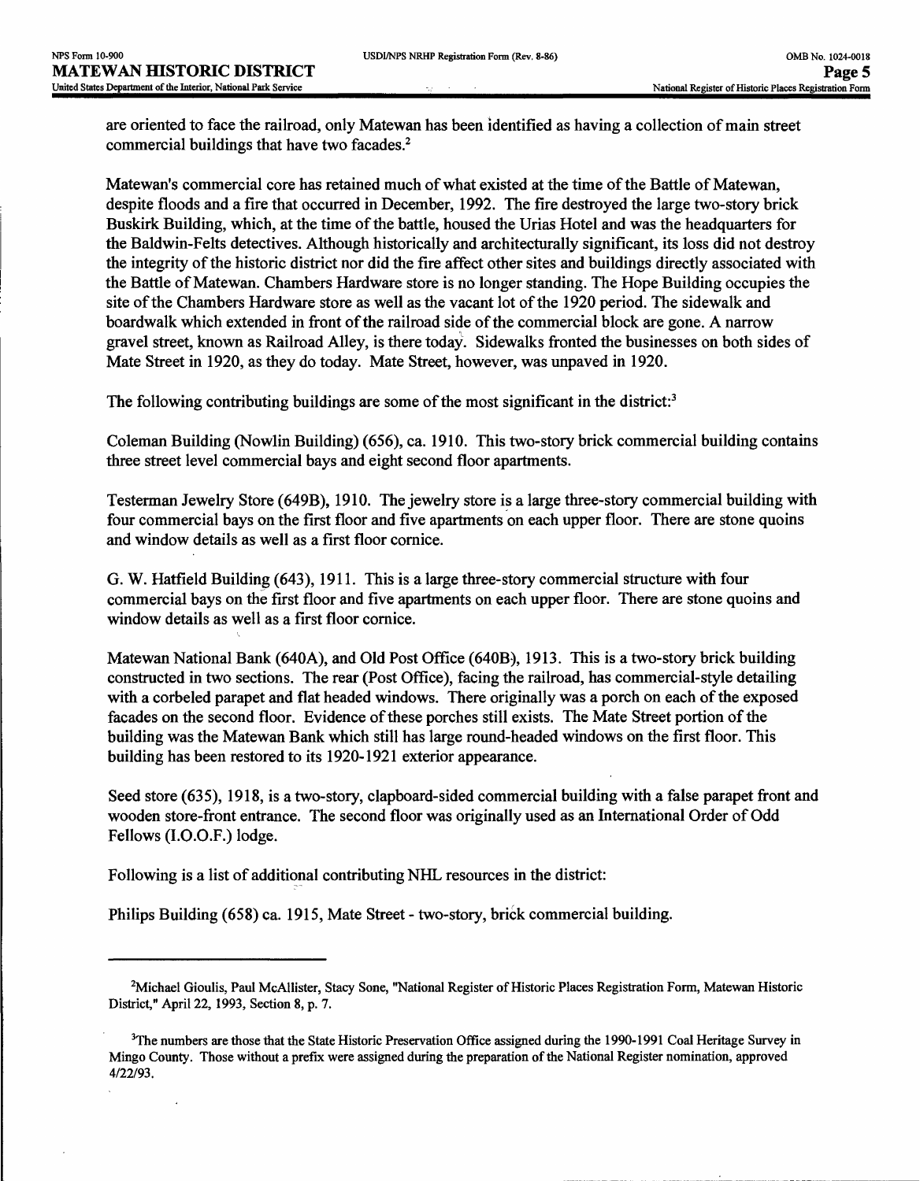are oriented to face the railroad, only Matewan has been identified as having a collection of main street commercial buildings that have two facades.[2]

Matewan's commercial core has retained much of what existed at the time of the Battle of Matewan, despite floods and a fire that occurred in December, 1992. The fire destroyed the large two-story brick Buskirk Building, which, at the time of the battle, housed the Urias Hotel and was the headquarters for the Baldwin-Felts detectives. Although historically and architecturally significant, its loss did not destroy the integrity of the historic district nor did the fire affect other sites and buildings directly associated with the Battle of Matewan. Chambers Hardware store is no longer standing. The Hope Building occupies the site of the Chambers Hardware store as well as the vacant lot of the 1920 period. The sidewalk and boardwalk which extended in front of the railroad side of the commercial block are gone. A narrow gravel street, known as Railroad Alley, is there today. Sidewalks fronted the businesses on both sides of Mate Street in 1920, as they do today. Mate Street, however, was unpaved in 1920.

The following contributing buildings are some of the most significant in the district:[3]

Coleman Building (Nowlin Building) (656), ca. 1910. This two-story brick commercial building contains three street level commercial bays and eight second floor apartments.

Testerman Jewelry Store (649B), 1910. The jewelry store is a large three-story commercial building with four commercial bays on the first floor and five apartments on each upper floor. There are stone quoins and window details as well as a first floor cornice.

G. W. Hatfield Building (643), 1911. This is a large three-story commercial structure with four commercial bays on the first floor and five apartments on each upper floor. There are stone quoins and window details as well as a first floor cornice.

Matewan National Bank (640A), and Old Post Office (640B), 1913. This is a two-story brick building constructed in two sections. The rear (Post Office), facing the railroad, has commercial-style detailing with a corbeled parapet and flat headed windows. There originally was a porch on each of the exposed facades on the second floor. Evidence of these porches still exists. The Mate Street portion of the building was the Matewan Bank which still has large round-headed windows on the first floor. This building has been restored to its 1920-1921 exterior appearance.

Seed store (635), 1918, is a two-story, clapboard-sided commercial building with a false parapet front and wooden store-front entrance. The second floor was originally used as an International Order of Odd Fellows (I.O.O.F.) lodge.

Following is a list of additional contributing NHL resources in the district:

Philips Building (658) ca. 1915, Mate Street - two-story, brick commercial building.

---

[2]Michael Gioulis, Paul McAllister, Stacy Sone, "National Register of Historic Places Registration Form, Matewan Historic District," April 22, 1993, Section 8, p. 7.

[3]The numbers are those that the State Historic Preservation Office assigned during the 1990-1991 Coal Heritage Survey in Mingo County. Those without a prefix were assigned during the preparation of the National Register nomination, approved 4/22/93.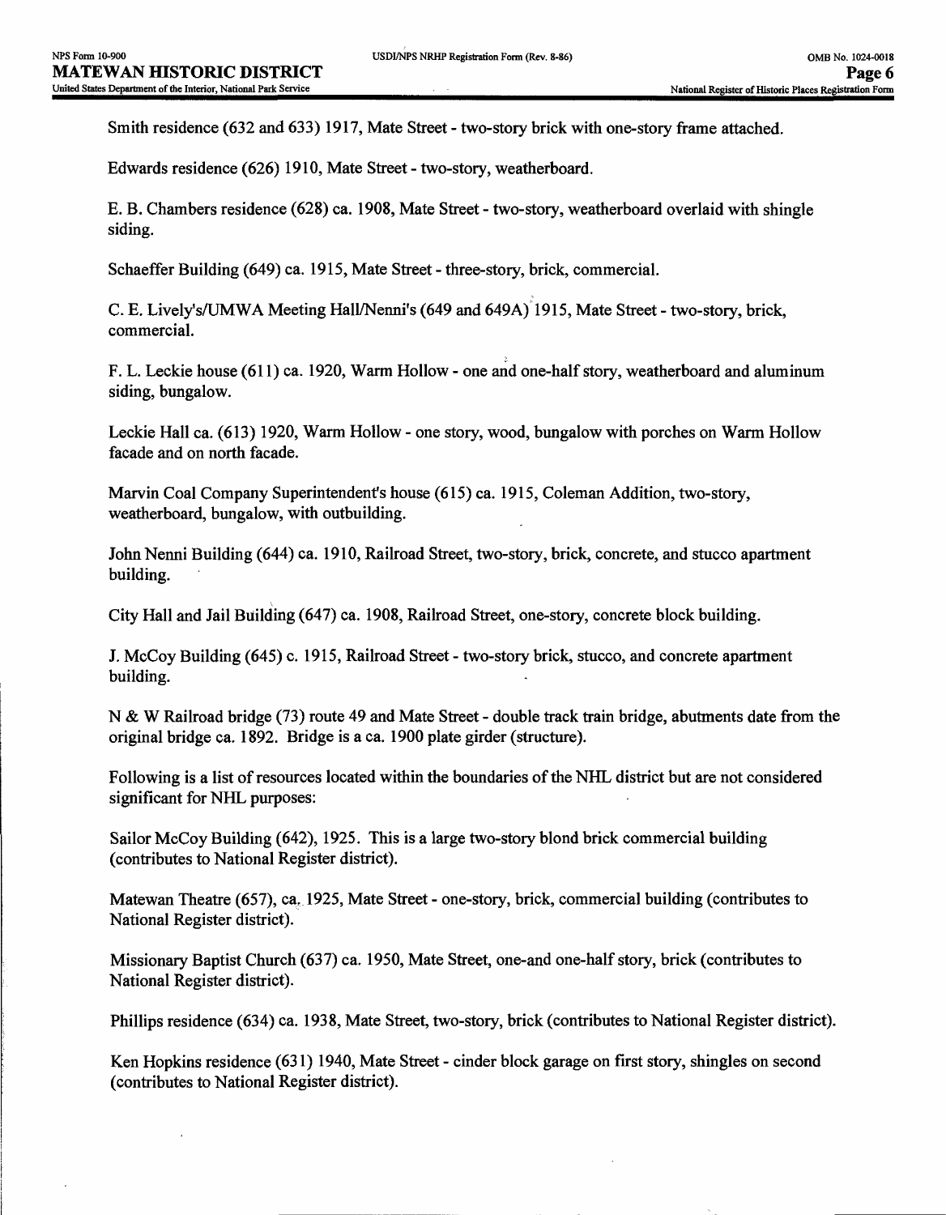Smith residence (632 and 633) 1917, Mate Street - two-story brick with one-story frame attached.

Edwards residence (626) 1910, Mate Street - two-story, weatherboard.

E. B. Chambers residence (628) ca. 1908, Mate Street - two-story, weatherboard overlaid with shingle siding.

Schaeffer Building (649) ca. 1915, Mate Street - three-story, brick, commercial.

C. E. Lively's/UMWA Meeting Hall/Nenni's (649 and 649A) 1915, Mate Street - two-story, brick, commercial.

F. L. Leckie house (611) ca. 1920, Warm Hollow - one and one-half story, weatherboard and aluminum siding, bungalow.

Leckie Hall ca. (613) 1920, Warm Hollow - one story, wood, bungalow with porches on Warm Hollow facade and on north facade.

Marvin Coal Company Superintendent's house (615) ca. 1915, Coleman Addition, two-story, weatherboard, bungalow, with outbuilding.

John Nenni Building (644) ca. 1910, Railroad Street, two-story, brick, concrete, and stucco apartment building.

City Hall and Jail Building (647) ca. 1908, Railroad Street, one-story, concrete block building.

J. McCoy Building (645) c. 1915, Railroad Street - two-story brick, stucco, and concrete apartment building.

N & W Railroad bridge (73) route 49 and Mate Street - double track train bridge, abutments date from the original bridge ca. 1892. Bridge is a ca. 1900 plate girder (structure).

Following is a list of resources located within the boundaries of the NHL district but are not considered significant for NHL purposes:

Sailor McCoy Building (642), 1925. This is a large two-story blond brick commercial building (contributes to National Register district).

Matewan Theatre (657), ca. 1925, Mate Street - one-story, brick, commercial building (contributes to National Register district).

Missionary Baptist Church (637) ca. 1950, Mate Street, one-and one-half story, brick (contributes to National Register district).

Phillips residence (634) ca. 1938, Mate Street, two-story, brick (contributes to National Register district).

Ken Hopkins residence (631) 1940, Mate Street - cinder block garage on first story, shingles on second (contributes to National Register district).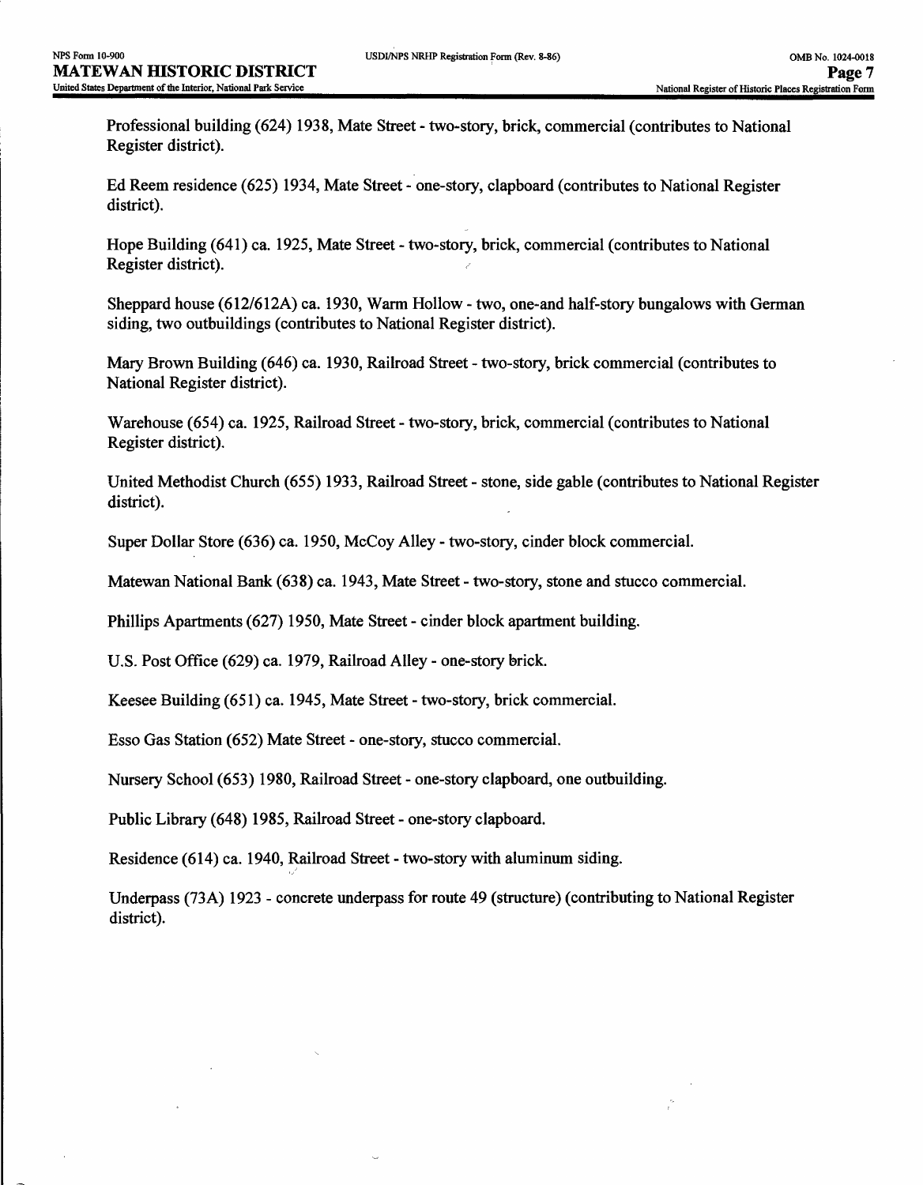Professional building (624) 1938, Mate Street - two-story, brick, commercial (contributes to National Register district).

Ed Reem residence (625) 1934, Mate Street - one-story, clapboard (contributes to National Register district).

Hope Building (641) ca. 1925, Mate Street - two-story, brick, commercial (contributes to National Register district).

Sheppard house (612/612A) ca. 1930, Warm Hollow - two, one-and half-story bungalows with German siding, two outbuildings (contributes to National Register district).

Mary Brown Building (646) ca. 1930, Railroad Street - two-story, brick commercial (contributes to National Register district).

Warehouse (654) ca. 1925, Railroad Street - two-story, brick, commercial (contributes to National Register district).

United Methodist Church (655) 1933, Railroad Street - stone, side gable (contributes to National Register district).

Super Dollar Store (636) ca. 1950, McCoy Alley - two-story, cinder block commercial.

Matewan National Bank (638) ca. 1943, Mate Street - two-story, stone and stucco commercial.

Phillips Apartments (627) 1950, Mate Street - cinder block apartment building.

U.S. Post Office (629) ca. 1979, Railroad Alley - one-story brick.

Keesee Building (651) ca. 1945, Mate Street - two-story, brick commercial.

Esso Gas Station (652) Mate Street - one-story, stucco commercial.

Nursery School (653) 1980, Railroad Street - one-story clapboard, one outbuilding.

Public Library (648) 1985, Railroad Street - one-story clapboard.

Residence (614) ca. 1940, Railroad Street - two-story with aluminum siding.

Underpass (73A) 1923 - concrete underpass for route 49 (structure) (contributing to National Register district).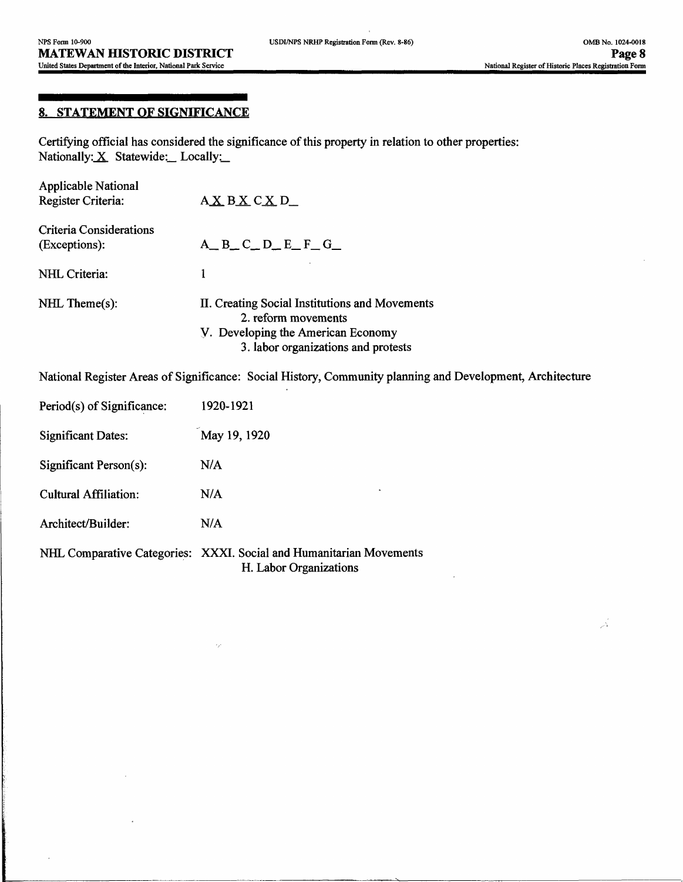## 8. STATEMENT OF SIGNIFICANCE

Certifying official has considered the significance of this property in relation to other properties:
Nationally: X  Statewide: _  Locally: _

Applicable National Register Criteria: A X  B X  C X  D _

Criteria Considerations (Exceptions): A _ B _ C _ D _ E _ F _ G _

NHL Criteria: 1

NHL Theme(s): II. Creating Social Institutions and Movements
  2. reform movements
V. Developing the American Economy
  3. labor organizations and protests

National Register Areas of Significance: Social History, Community planning and Development, Architecture

Period(s) of Significance: 1920-1921

Significant Dates: May 19, 1920

Significant Person(s): N/A

Cultural Affiliation: N/A

Architect/Builder: N/A

NHL Comparative Categories: XXXI. Social and Humanitarian Movements
  H. Labor Organizations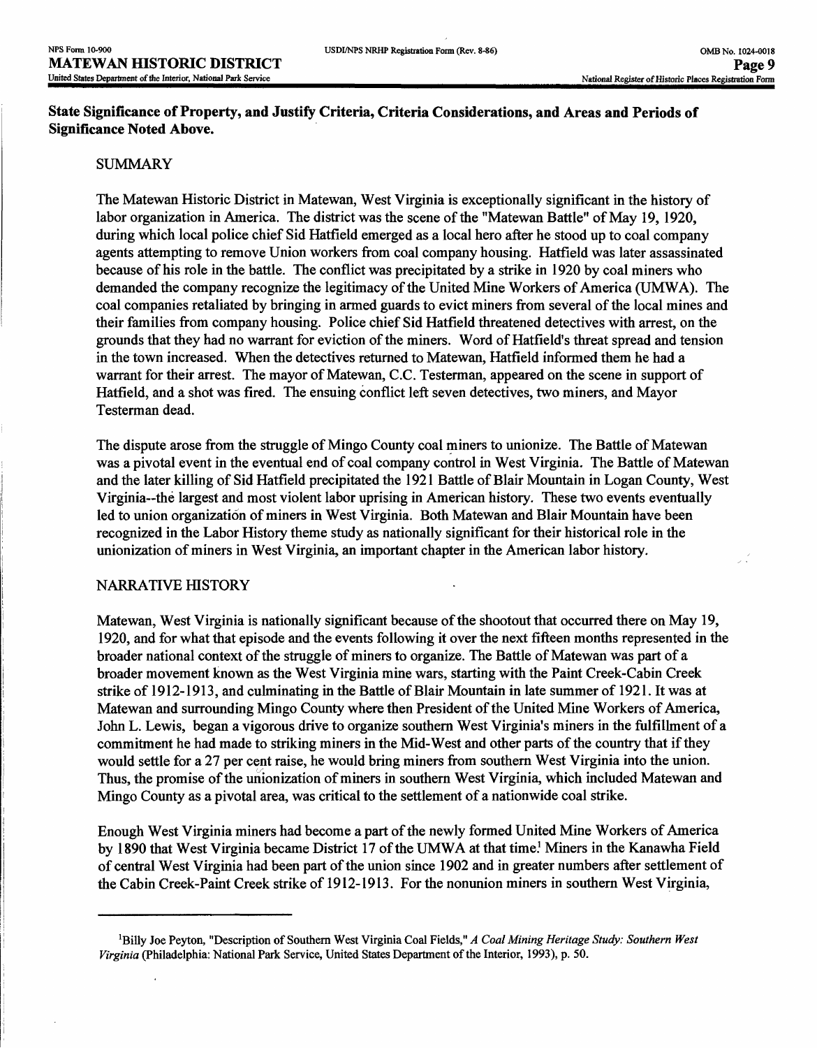**State Significance of Property, and Justify Criteria, Criteria Considerations, and Areas and Periods of Significance Noted Above.**

SUMMARY

The Matewan Historic District in Matewan, West Virginia is exceptionally significant in the history of labor organization in America. The district was the scene of the "Matewan Battle" of May 19, 1920, during which local police chief Sid Hatfield emerged as a local hero after he stood up to coal company agents attempting to remove Union workers from coal company housing. Hatfield was later assassinated because of his role in the battle. The conflict was precipitated by a strike in 1920 by coal miners who demanded the company recognize the legitimacy of the United Mine Workers of America (UMWA). The coal companies retaliated by bringing in armed guards to evict miners from several of the local mines and their families from company housing. Police chief Sid Hatfield threatened detectives with arrest, on the grounds that they had no warrant for eviction of the miners. Word of Hatfield's threat spread and tension in the town increased. When the detectives returned to Matewan, Hatfield informed them he had a warrant for their arrest. The mayor of Matewan, C.C. Testerman, appeared on the scene in support of Hatfield, and a shot was fired. The ensuing conflict left seven detectives, two miners, and Mayor Testerman dead.

The dispute arose from the struggle of Mingo County coal miners to unionize. The Battle of Matewan was a pivotal event in the eventual end of coal company control in West Virginia. The Battle of Matewan and the later killing of Sid Hatfield precipitated the 1921 Battle of Blair Mountain in Logan County, West Virginia--the largest and most violent labor uprising in American history. These two events eventually led to union organization of miners in West Virginia. Both Matewan and Blair Mountain have been recognized in the Labor History theme study as nationally significant for their historical role in the unionization of miners in West Virginia, an important chapter in the American labor history.

NARRATIVE HISTORY

Matewan, West Virginia is nationally significant because of the shootout that occurred there on May 19, 1920, and for what that episode and the events following it over the next fifteen months represented in the broader national context of the struggle of miners to organize. The Battle of Matewan was part of a broader movement known as the West Virginia mine wars, starting with the Paint Creek-Cabin Creek strike of 1912-1913, and culminating in the Battle of Blair Mountain in late summer of 1921. It was at Matewan and surrounding Mingo County where then President of the United Mine Workers of America, John L. Lewis, began a vigorous drive to organize southern West Virginia's miners in the fulfillment of a commitment he had made to striking miners in the Mid-West and other parts of the country that if they would settle for a 27 per cent raise, he would bring miners from southern West Virginia into the union. Thus, the promise of the unionization of miners in southern West Virginia, which included Matewan and Mingo County as a pivotal area, was critical to the settlement of a nationwide coal strike.

Enough West Virginia miners had become a part of the newly formed United Mine Workers of America by 1890 that West Virginia became District 17 of the UMWA at that time.[1] Miners in the Kanawha Field of central West Virginia had been part of the union since 1902 and in greater numbers after settlement of the Cabin Creek-Paint Creek strike of 1912-1913. For the nonunion miners in southern West Virginia,

---

[1]Billy Joe Peyton, "Description of Southern West Virginia Coal Fields," *A Coal Mining Heritage Study: Southern West Virginia* (Philadelphia: National Park Service, United States Department of the Interior, 1993), p. 50.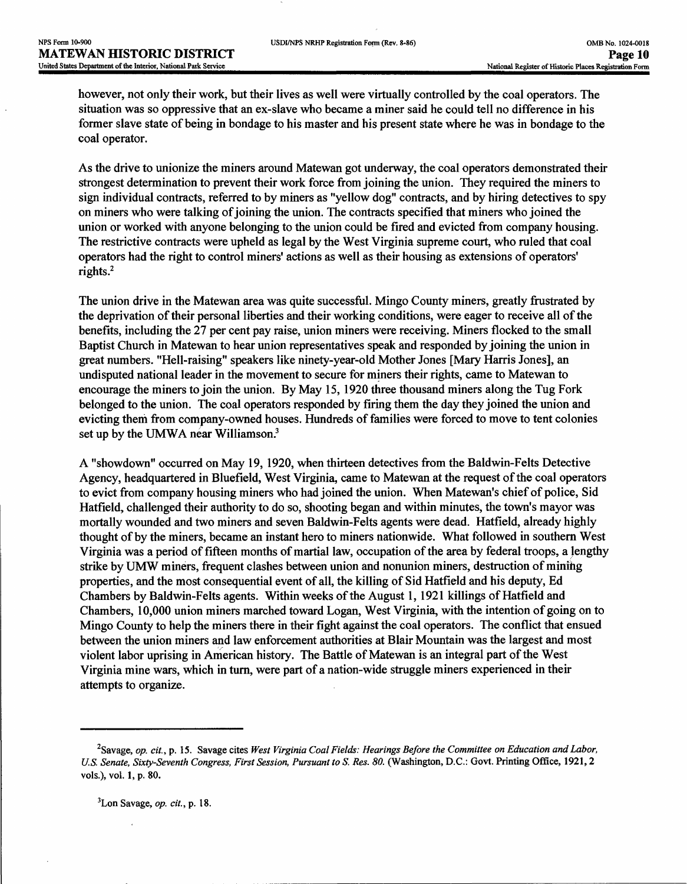however, not only their work, but their lives as well were virtually controlled by the coal operators. The situation was so oppressive that an ex-slave who became a miner said he could tell no difference in his former slave state of being in bondage to his master and his present state where he was in bondage to the coal operator.

As the drive to unionize the miners around Matewan got underway, the coal operators demonstrated their strongest determination to prevent their work force from joining the union. They required the miners to sign individual contracts, referred to by miners as "yellow dog" contracts, and by hiring detectives to spy on miners who were talking of joining the union. The contracts specified that miners who joined the union or worked with anyone belonging to the union could be fired and evicted from company housing. The restrictive contracts were upheld as legal by the West Virginia supreme court, who ruled that coal operators had the right to control miners' actions as well as their housing as extensions of operators' rights.[2]

The union drive in the Matewan area was quite successful. Mingo County miners, greatly frustrated by the deprivation of their personal liberties and their working conditions, were eager to receive all of the benefits, including the 27 per cent pay raise, union miners were receiving. Miners flocked to the small Baptist Church in Matewan to hear union representatives speak and responded by joining the union in great numbers. "Hell-raising" speakers like ninety-year-old Mother Jones [Mary Harris Jones], an undisputed national leader in the movement to secure for miners their rights, came to Matewan to encourage the miners to join the union. By May 15, 1920 three thousand miners along the Tug Fork belonged to the union. The coal operators responded by firing them the day they joined the union and evicting them from company-owned houses. Hundreds of families were forced to move to tent colonies set up by the UMWA near Williamson.[3]

A "showdown" occurred on May 19, 1920, when thirteen detectives from the Baldwin-Felts Detective Agency, headquartered in Bluefield, West Virginia, came to Matewan at the request of the coal operators to evict from company housing miners who had joined the union. When Matewan's chief of police, Sid Hatfield, challenged their authority to do so, shooting began and within minutes, the town's mayor was mortally wounded and two miners and seven Baldwin-Felts agents were dead. Hatfield, already highly thought of by the miners, became an instant hero to miners nationwide. What followed in southern West Virginia was a period of fifteen months of martial law, occupation of the area by federal troops, a lengthy strike by UMW miners, frequent clashes between union and nonunion miners, destruction of mining properties, and the most consequential event of all, the killing of Sid Hatfield and his deputy, Ed Chambers by Baldwin-Felts agents. Within weeks of the August 1, 1921 killings of Hatfield and Chambers, 10,000 union miners marched toward Logan, West Virginia, with the intention of going on to Mingo County to help the miners there in their fight against the coal operators. The conflict that ensued between the union miners and law enforcement authorities at Blair Mountain was the largest and most violent labor uprising in American history. The Battle of Matewan is an integral part of the West Virginia mine wars, which in turn, were part of a nation-wide struggle miners experienced in their attempts to organize.

---

[2]Savage, *op. cit.*, p. 15. Savage cites *West Virginia Coal Fields: Hearings Before the Committee on Education and Labor, U.S. Senate, Sixty-Seventh Congress, First Session, Pursuant to S. Res. 80.* (Washington, D.C.: Govt. Printing Office, 1921, 2 vols.), vol. 1, p. 80.

[3]Lon Savage, *op. cit.*, p. 18.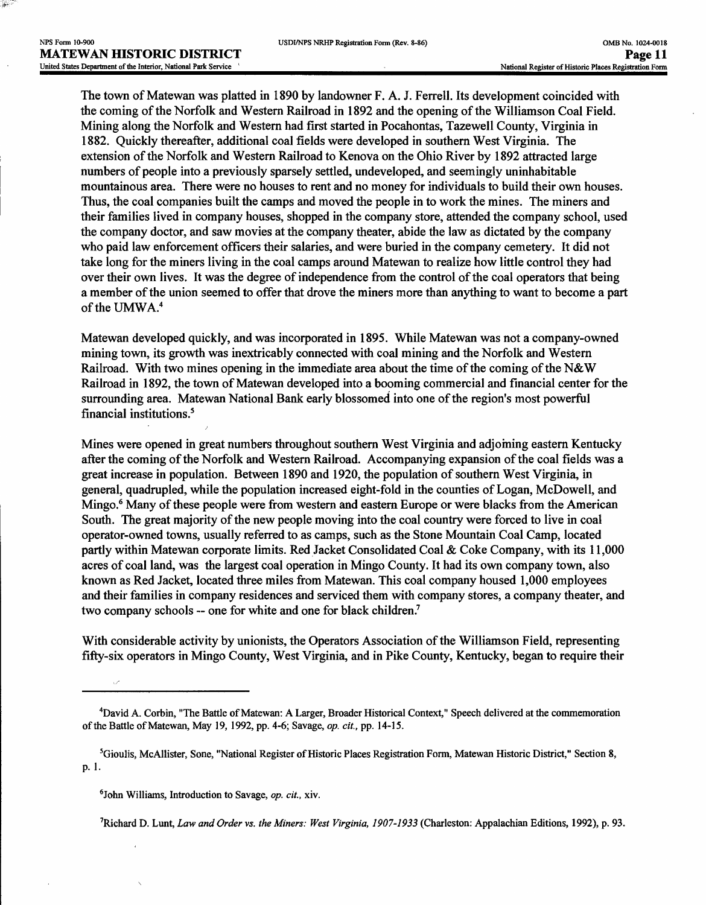The town of Matewan was platted in 1890 by landowner F. A. J. Ferrell. Its development coincided with the coming of the Norfolk and Western Railroad in 1892 and the opening of the Williamson Coal Field. Mining along the Norfolk and Western had first started in Pocahontas, Tazewell County, Virginia in 1882. Quickly thereafter, additional coal fields were developed in southern West Virginia. The extension of the Norfolk and Western Railroad to Kenova on the Ohio River by 1892 attracted large numbers of people into a previously sparsely settled, undeveloped, and seemingly uninhabitable mountainous area. There were no houses to rent and no money for individuals to build their own houses. Thus, the coal companies built the camps and moved the people in to work the mines. The miners and their families lived in company houses, shopped in the company store, attended the company school, used the company doctor, and saw movies at the company theater, abide the law as dictated by the company who paid law enforcement officers their salaries, and were buried in the company cemetery. It did not take long for the miners living in the coal camps around Matewan to realize how little control they had over their own lives. It was the degree of independence from the control of the coal operators that being a member of the union seemed to offer that drove the miners more than anything to want to become a part of the UMWA.[4]

Matewan developed quickly, and was incorporated in 1895. While Matewan was not a company-owned mining town, its growth was inextricably connected with coal mining and the Norfolk and Western Railroad. With two mines opening in the immediate area about the time of the coming of the N&W Railroad in 1892, the town of Matewan developed into a booming commercial and financial center for the surrounding area. Matewan National Bank early blossomed into one of the region's most powerful financial institutions.[5]

Mines were opened in great numbers throughout southern West Virginia and adjoining eastern Kentucky after the coming of the Norfolk and Western Railroad. Accompanying expansion of the coal fields was a great increase in population. Between 1890 and 1920, the population of southern West Virginia, in general, quadrupled, while the population increased eight-fold in the counties of Logan, McDowell, and Mingo.[6] Many of these people were from western and eastern Europe or were blacks from the American South. The great majority of the new people moving into the coal country were forced to live in coal operator-owned towns, usually referred to as camps, such as the Stone Mountain Coal Camp, located partly within Matewan corporate limits. Red Jacket Consolidated Coal & Coke Company, with its 11,000 acres of coal land, was the largest coal operation in Mingo County. It had its own company town, also known as Red Jacket, located three miles from Matewan. This coal company housed 1,000 employees and their families in company residences and serviced them with company stores, a company theater, and two company schools -- one for white and one for black children.[7]

With considerable activity by unionists, the Operators Association of the Williamson Field, representing fifty-six operators in Mingo County, West Virginia, and in Pike County, Kentucky, began to require their

---

[4] David A. Corbin, "The Battle of Matewan: A Larger, Broader Historical Context," Speech delivered at the commemoration of the Battle of Matewan, May 19, 1992, pp. 4-6; Savage, *op. cit.*, pp. 14-15.

[5] Gioulis, McAllister, Sone, "National Register of Historic Places Registration Form, Matewan Historic District," Section 8, p. 1.

[6] John Williams, Introduction to Savage, *op. cit.*, xiv.

[7] Richard D. Lunt, *Law and Order vs. the Miners: West Virginia, 1907-1933* (Charleston: Appalachian Editions, 1992), p. 93.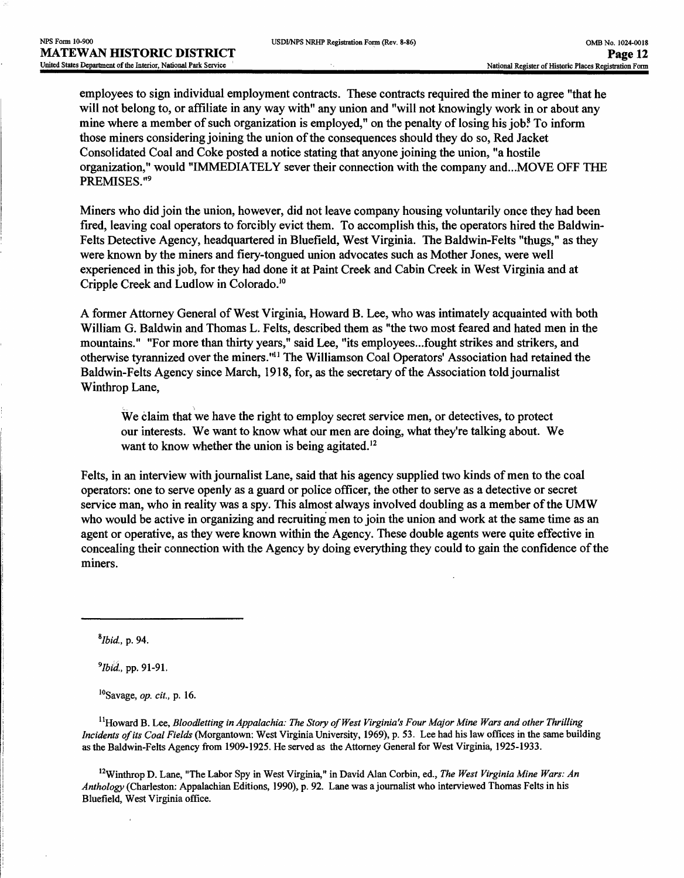employees to sign individual employment contracts. These contracts required the miner to agree "that he will not belong to, or affiliate in any way with" any union and "will not knowingly work in or about any mine where a member of such organization is employed," on the penalty of losing his job.[8] To inform those miners considering joining the union of the consequences should they do so, Red Jacket Consolidated Coal and Coke posted a notice stating that anyone joining the union, "a hostile organization," would "IMMEDIATELY sever their connection with the company and...MOVE OFF THE PREMISES."[9]

Miners who did join the union, however, did not leave company housing voluntarily once they had been fired, leaving coal operators to forcibly evict them. To accomplish this, the operators hired the Baldwin-Felts Detective Agency, headquartered in Bluefield, West Virginia. The Baldwin-Felts "thugs," as they were known by the miners and fiery-tongued union advocates such as Mother Jones, were well experienced in this job, for they had done it at Paint Creek and Cabin Creek in West Virginia and at Cripple Creek and Ludlow in Colorado.[10]

A former Attorney General of West Virginia, Howard B. Lee, who was intimately acquainted with both William G. Baldwin and Thomas L. Felts, described them as "the two most feared and hated men in the mountains." "For more than thirty years," said Lee, "its employees...fought strikes and strikers, and otherwise tyrannized over the miners."[11] The Williamson Coal Operators' Association had retained the Baldwin-Felts Agency since March, 1918, for, as the secretary of the Association told journalist Winthrop Lane,

> We claim that we have the right to employ secret service men, or detectives, to protect our interests. We want to know what our men are doing, what they're talking about. We want to know whether the union is being agitated.[12]

Felts, in an interview with journalist Lane, said that his agency supplied two kinds of men to the coal operators: one to serve openly as a guard or police officer, the other to serve as a detective or secret service man, who in reality was a spy. This almost always involved doubling as a member of the UMW who would be active in organizing and recruiting men to join the union and work at the same time as an agent or operative, as they were known within the Agency. These double agents were quite effective in concealing their connection with the Agency by doing everything they could to gain the confidence of the miners.

---

[8] *Ibid.*, p. 94.

[9] *Ibid.*, pp. 91-91.

[10] Savage, *op. cit.*, p. 16.

[11] Howard B. Lee, *Bloodletting in Appalachia: The Story of West Virginia's Four Major Mine Wars and other Thrilling Incidents of its Coal Fields* (Morgantown: West Virginia University, 1969), p. 53. Lee had his law offices in the same building as the Baldwin-Felts Agency from 1909-1925. He served as the Attorney General for West Virginia, 1925-1933.

[12] Winthrop D. Lane, "The Labor Spy in West Virginia," in David Alan Corbin, ed., *The West Virginia Mine Wars: An Anthology* (Charleston: Appalachian Editions, 1990), p. 92. Lane was a journalist who interviewed Thomas Felts in his Bluefield, West Virginia office.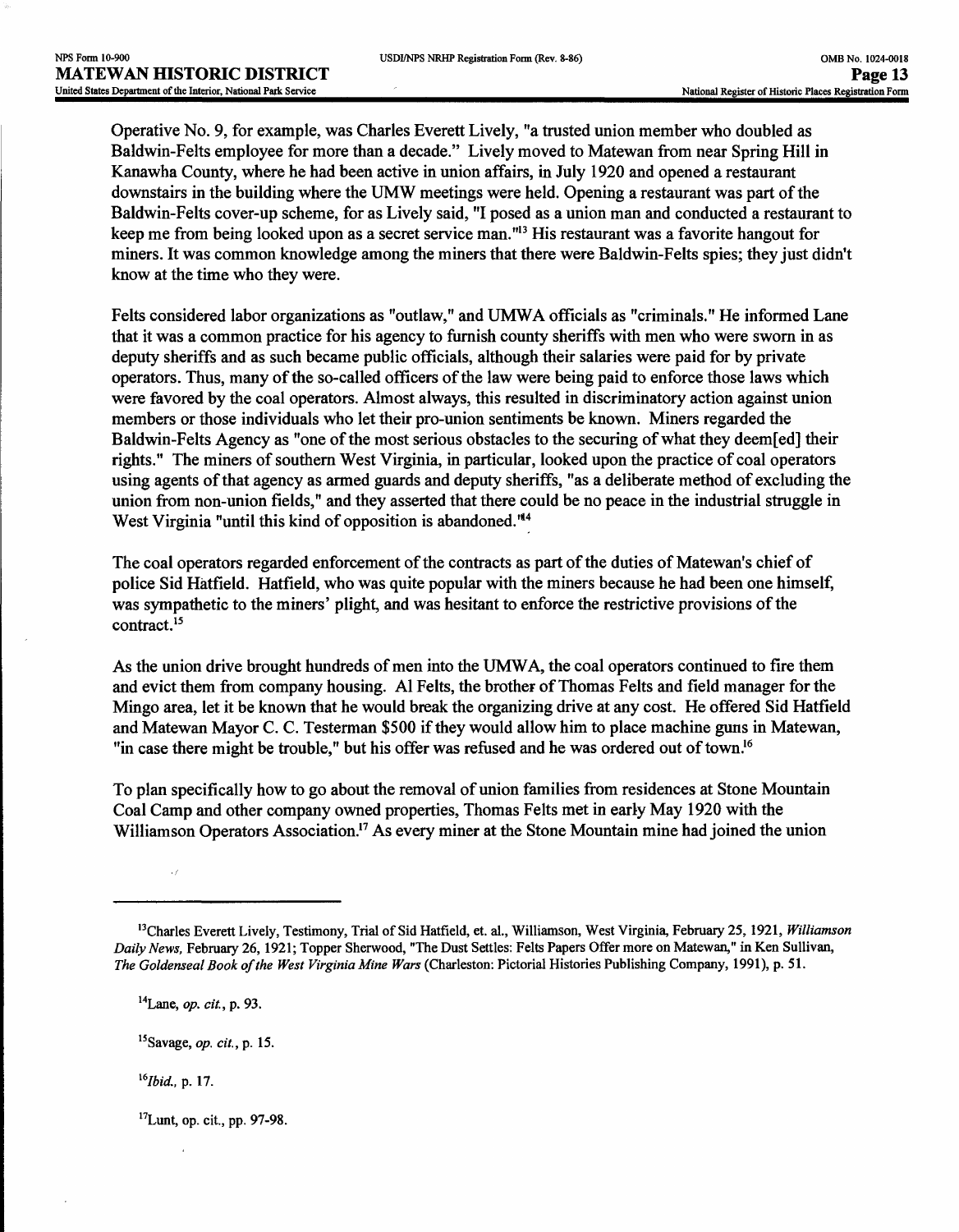Operative No. 9, for example, was Charles Everett Lively, "a trusted union member who doubled as Baldwin-Felts employee for more than a decade." Lively moved to Matewan from near Spring Hill in Kanawha County, where he had been active in union affairs, in July 1920 and opened a restaurant downstairs in the building where the UMW meetings were held. Opening a restaurant was part of the Baldwin-Felts cover-up scheme, for as Lively said, "I posed as a union man and conducted a restaurant to keep me from being looked upon as a secret service man."[13] His restaurant was a favorite hangout for miners. It was common knowledge among the miners that there were Baldwin-Felts spies; they just didn't know at the time who they were.

Felts considered labor organizations as "outlaw," and UMWA officials as "criminals." He informed Lane that it was a common practice for his agency to furnish county sheriffs with men who were sworn in as deputy sheriffs and as such became public officials, although their salaries were paid for by private operators. Thus, many of the so-called officers of the law were being paid to enforce those laws which were favored by the coal operators. Almost always, this resulted in discriminatory action against union members or those individuals who let their pro-union sentiments be known. Miners regarded the Baldwin-Felts Agency as "one of the most serious obstacles to the securing of what they deem[ed] their rights." The miners of southern West Virginia, in particular, looked upon the practice of coal operators using agents of that agency as armed guards and deputy sheriffs, "as a deliberate method of excluding the union from non-union fields," and they asserted that there could be no peace in the industrial struggle in West Virginia "until this kind of opposition is abandoned."[14]

The coal operators regarded enforcement of the contracts as part of the duties of Matewan's chief of police Sid Hatfield. Hatfield, who was quite popular with the miners because he had been one himself, was sympathetic to the miners' plight, and was hesitant to enforce the restrictive provisions of the contract.[15]

As the union drive brought hundreds of men into the UMWA, the coal operators continued to fire them and evict them from company housing. Al Felts, the brother of Thomas Felts and field manager for the Mingo area, let it be known that he would break the organizing drive at any cost. He offered Sid Hatfield and Matewan Mayor C. C. Testerman $500 if they would allow him to place machine guns in Matewan, "in case there might be trouble," but his offer was refused and he was ordered out of town.[16]

To plan specifically how to go about the removal of union families from residences at Stone Mountain Coal Camp and other company owned properties, Thomas Felts met in early May 1920 with the Williamson Operators Association.[17] As every miner at the Stone Mountain mine had joined the union

---

[13] Charles Everett Lively, Testimony, Trial of Sid Hatfield, et. al., Williamson, West Virginia, February 25, 1921, *Williamson Daily News*, February 26, 1921; Topper Sherwood, "The Dust Settles: Felts Papers Offer more on Matewan," in Ken Sullivan, *The Goldenseal Book of the West Virginia Mine Wars* (Charleston: Pictorial Histories Publishing Company, 1991), p. 51.

[14] Lane, *op. cit.*, p. 93.

[15] Savage, *op. cit.*, p. 15.

[16] *Ibid.*, p. 17.

[17] Lunt, op. cit., pp. 97-98.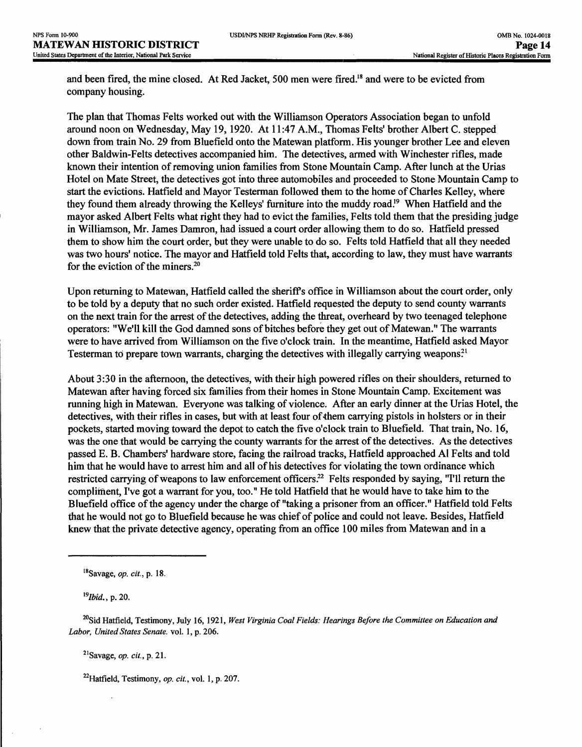and been fired, the mine closed. At Red Jacket, 500 men were fired.[18] and were to be evicted from company housing.

The plan that Thomas Felts worked out with the Williamson Operators Association began to unfold around noon on Wednesday, May 19, 1920. At 11:47 A.M., Thomas Felts' brother Albert C. stepped down from train No. 29 from Bluefield onto the Matewan platform. His younger brother Lee and eleven other Baldwin-Felts detectives accompanied him. The detectives, armed with Winchester rifles, made known their intention of removing union families from Stone Mountain Camp. After lunch at the Urias Hotel on Mate Street, the detectives got into three automobiles and proceeded to Stone Mountain Camp to start the evictions. Hatfield and Mayor Testerman followed them to the home of Charles Kelley, where they found them already throwing the Kelleys' furniture into the muddy road.[19] When Hatfield and the mayor asked Albert Felts what right they had to evict the families, Felts told them that the presiding judge in Williamson, Mr. James Damron, had issued a court order allowing them to do so. Hatfield pressed them to show him the court order, but they were unable to do so. Felts told Hatfield that all they needed was two hours' notice. The mayor and Hatfield told Felts that, according to law, they must have warrants for the eviction of the miners.[20]

Upon returning to Matewan, Hatfield called the sheriff's office in Williamson about the court order, only to be told by a deputy that no such order existed. Hatfield requested the deputy to send county warrants on the next train for the arrest of the detectives, adding the threat, overheard by two teenaged telephone operators: "We'll kill the God damned sons of bitches before they get out of Matewan." The warrants were to have arrived from Williamson on the five o'clock train. In the meantime, Hatfield asked Mayor Testerman to prepare town warrants, charging the detectives with illegally carrying weapons.[21]

About 3:30 in the afternoon, the detectives, with their high powered rifles on their shoulders, returned to Matewan after having forced six families from their homes in Stone Mountain Camp. Excitement was running high in Matewan. Everyone was talking of violence. After an early dinner at the Urias Hotel, the detectives, with their rifles in cases, but with at least four of them carrying pistols in holsters or in their pockets, started moving toward the depot to catch the five o'clock train to Bluefield. That train, No. 16, was the one that would be carrying the county warrants for the arrest of the detectives. As the detectives passed E. B. Chambers' hardware store, facing the railroad tracks, Hatfield approached Al Felts and told him that he would have to arrest him and all of his detectives for violating the town ordinance which restricted carrying of weapons to law enforcement officers.[22] Felts responded by saying, "I'll return the compliment, I've got a warrant for you, too." He told Hatfield that he would have to take him to the Bluefield office of the agency under the charge of "taking a prisoner from an officer." Hatfield told Felts that he would not go to Bluefield because he was chief of police and could not leave. Besides, Hatfield knew that the private detective agency, operating from an office 100 miles from Matewan and in a

---

[18] Savage, *op. cit.*, p. 18.

[19] *Ibid.*, p. 20.

[20] Sid Hatfield, Testimony, July 16, 1921, *West Virginia Coal Fields: Hearings Before the Committee on Education and Labor, United States Senate.* vol. 1, p. 206.

[21] Savage, *op. cit.*, p. 21.

[22] Hatfield, Testimony, *op. cit.*, vol. 1, p. 207.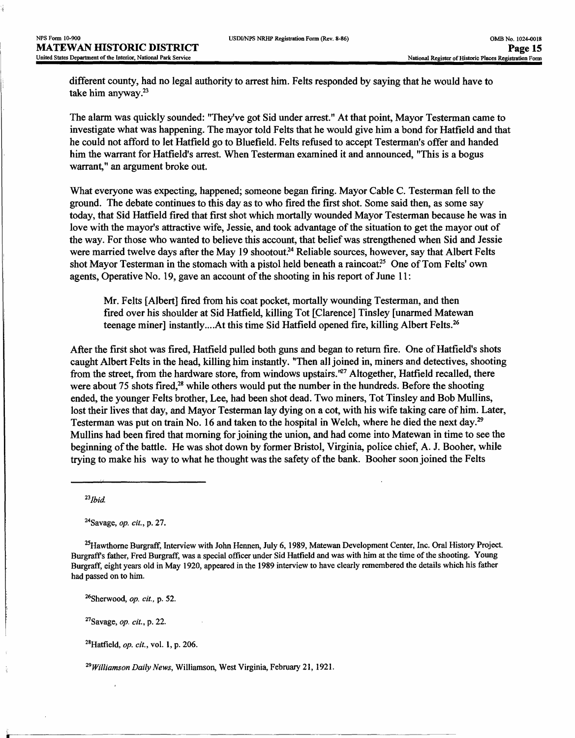different county, had no legal authority to arrest him. Felts responded by saying that he would have to take him anyway.[23]

The alarm was quickly sounded: "They've got Sid under arrest." At that point, Mayor Testerman came to investigate what was happening. The mayor told Felts that he would give him a bond for Hatfield and that he could not afford to let Hatfield go to Bluefield. Felts refused to accept Testerman's offer and handed him the warrant for Hatfield's arrest. When Testerman examined it and announced, "This is a bogus warrant," an argument broke out.

What everyone was expecting, happened; someone began firing. Mayor Cable C. Testerman fell to the ground. The debate continues to this day as to who fired the first shot. Some said then, as some say today, that Sid Hatfield fired that first shot which mortally wounded Mayor Testerman because he was in love with the mayor's attractive wife, Jessie, and took advantage of the situation to get the mayor out of the way. For those who wanted to believe this account, that belief was strengthened when Sid and Jessie were married twelve days after the May 19 shootout.[24] Reliable sources, however, say that Albert Felts shot Mayor Testerman in the stomach with a pistol held beneath a raincoat.[25] One of Tom Felts' own agents, Operative No. 19, gave an account of the shooting in his report of June 11:

> Mr. Felts [Albert] fired from his coat pocket, mortally wounding Testerman, and then fired over his shoulder at Sid Hatfield, killing Tot [Clarence] Tinsley [unarmed Matewan teenage miner] instantly....At this time Sid Hatfield opened fire, killing Albert Felts.[26]

After the first shot was fired, Hatfield pulled both guns and began to return fire. One of Hatfield's shots caught Albert Felts in the head, killing him instantly. "Then all joined in, miners and detectives, shooting from the street, from the hardware store, from windows upstairs."[27] Altogether, Hatfield recalled, there were about 75 shots fired,[28] while others would put the number in the hundreds. Before the shooting ended, the younger Felts brother, Lee, had been shot dead. Two miners, Tot Tinsley and Bob Mullins, lost their lives that day, and Mayor Testerman lay dying on a cot, with his wife taking care of him. Later, Testerman was put on train No. 16 and taken to the hospital in Welch, where he died the next day.[29] Mullins had been fired that morning for joining the union, and had come into Matewan in time to see the beginning of the battle. He was shot down by former Bristol, Virginia, police chief, A. J. Booher, while trying to make his way to what he thought was the safety of the bank. Booher soon joined the Felts

---

[23] *Ibid.*

[24] Savage, *op. cit.*, p. 27.

[25] Hawthorne Burgraff, Interview with John Hennen, July 6, 1989, Matewan Development Center, Inc. Oral History Project. Burgraff's father, Fred Burgraff, was a special officer under Sid Hatfield and was with him at the time of the shooting. Young Burgraff, eight years old in May 1920, appeared in the 1989 interview to have clearly remembered the details which his father had passed on to him.

[26] Sherwood, *op. cit.*, p. 52.

[27] Savage, *op. cit.*, p. 22.

[28] Hatfield, *op. cit.*, vol. 1, p. 206.

[29] *Williamson Daily News*, Williamson, West Virginia, February 21, 1921.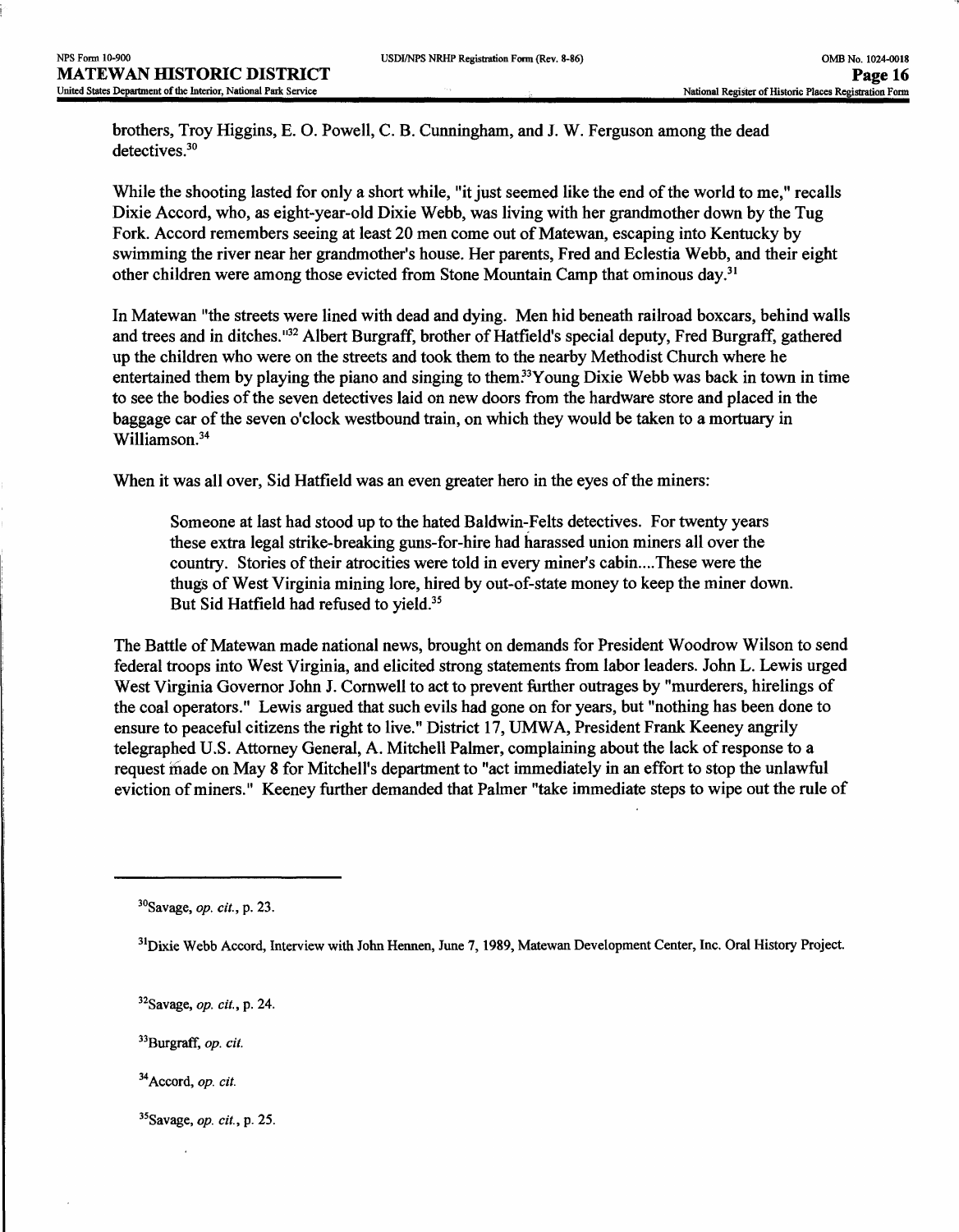brothers, Troy Higgins, E. O. Powell, C. B. Cunningham, and J. W. Ferguson among the dead detectives.[30]

While the shooting lasted for only a short while, "it just seemed like the end of the world to me," recalls Dixie Accord, who, as eight-year-old Dixie Webb, was living with her grandmother down by the Tug Fork. Accord remembers seeing at least 20 men come out of Matewan, escaping into Kentucky by swimming the river near her grandmother's house. Her parents, Fred and Eclestia Webb, and their eight other children were among those evicted from Stone Mountain Camp that ominous day.[31]

In Matewan "the streets were lined with dead and dying. Men hid beneath railroad boxcars, behind walls and trees and in ditches."[32] Albert Burgraff, brother of Hatfield's special deputy, Fred Burgraff, gathered up the children who were on the streets and took them to the nearby Methodist Church where he entertained them by playing the piano and singing to them.[33] Young Dixie Webb was back in town in time to see the bodies of the seven detectives laid on new doors from the hardware store and placed in the baggage car of the seven o'clock westbound train, on which they would be taken to a mortuary in Williamson.[34]

When it was all over, Sid Hatfield was an even greater hero in the eyes of the miners:

> Someone at last had stood up to the hated Baldwin-Felts detectives. For twenty years these extra legal strike-breaking guns-for-hire had harassed union miners all over the country. Stories of their atrocities were told in every miner's cabin....These were the thugs of West Virginia mining lore, hired by out-of-state money to keep the miner down. But Sid Hatfield had refused to yield.[35]

The Battle of Matewan made national news, brought on demands for President Woodrow Wilson to send federal troops into West Virginia, and elicited strong statements from labor leaders. John L. Lewis urged West Virginia Governor John J. Cornwell to act to prevent further outrages by "murderers, hirelings of the coal operators." Lewis argued that such evils had gone on for years, but "nothing has been done to ensure to peaceful citizens the right to live." District 17, UMWA, President Frank Keeney angrily telegraphed U.S. Attorney General, A. Mitchell Palmer, complaining about the lack of response to a request made on May 8 for Mitchell's department to "act immediately in an effort to stop the unlawful eviction of miners." Keeney further demanded that Palmer "take immediate steps to wipe out the rule of

---

[30] Savage, *op. cit.*, p. 23.

[31] Dixie Webb Accord, Interview with John Hennen, June 7, 1989, Matewan Development Center, Inc. Oral History Project.

[32] Savage, *op. cit.*, p. 24.

[33] Burgraff, *op. cit.*

[34] Accord, *op. cit.*

[35] Savage, *op. cit.*, p. 25.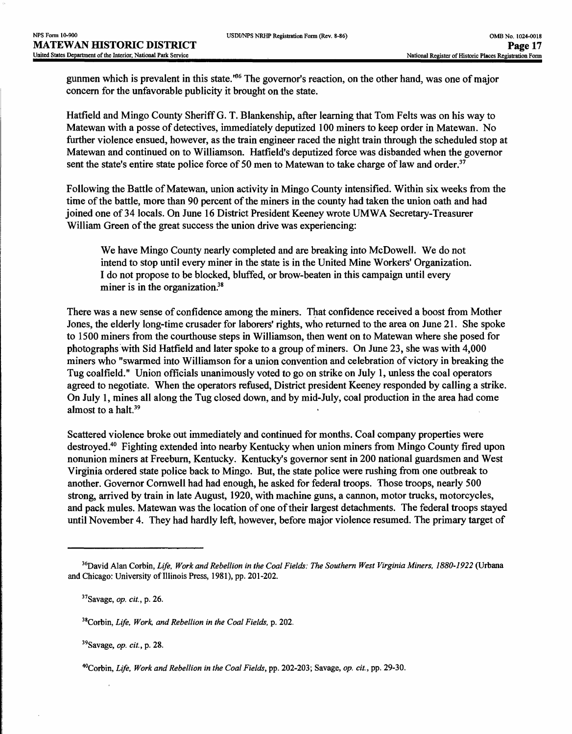gunmen which is prevalent in this state."[36] The governor's reaction, on the other hand, was one of major concern for the unfavorable publicity it brought on the state.

Hatfield and Mingo County Sheriff G. T. Blankenship, after learning that Tom Felts was on his way to Matewan with a posse of detectives, immediately deputized 100 miners to keep order in Matewan. No further violence ensued, however, as the train engineer raced the night train through the scheduled stop at Matewan and continued on to Williamson. Hatfield's deputized force was disbanded when the governor sent the state's entire state police force of 50 men to Matewan to take charge of law and order.[37]

Following the Battle of Matewan, union activity in Mingo County intensified. Within six weeks from the time of the battle, more than 90 percent of the miners in the county had taken the union oath and had joined one of 34 locals. On June 16 District President Keeney wrote UMWA Secretary-Treasurer William Green of the great success the union drive was experiencing:

> We have Mingo County nearly completed and are breaking into McDowell. We do not intend to stop until every miner in the state is in the United Mine Workers' Organization. I do not propose to be blocked, bluffed, or brow-beaten in this campaign until every miner is in the organization.[38]

There was a new sense of confidence among the miners. That confidence received a boost from Mother Jones, the elderly long-time crusader for laborers' rights, who returned to the area on June 21. She spoke to 1500 miners from the courthouse steps in Williamson, then went on to Matewan where she posed for photographs with Sid Hatfield and later spoke to a group of miners. On June 23, she was with 4,000 miners who "swarmed into Williamson for a union convention and celebration of victory in breaking the Tug coalfield." Union officials unanimously voted to go on strike on July 1, unless the coal operators agreed to negotiate. When the operators refused, District president Keeney responded by calling a strike. On July 1, mines all along the Tug closed down, and by mid-July, coal production in the area had come almost to a halt.[39]

Scattered violence broke out immediately and continued for months. Coal company properties were destroyed.[40] Fighting extended into nearby Kentucky when union miners from Mingo County fired upon nonunion miners at Freeburn, Kentucky. Kentucky's governor sent in 200 national guardsmen and West Virginia ordered state police back to Mingo. But, the state police were rushing from one outbreak to another. Governor Cornwell had had enough, he asked for federal troops. Those troops, nearly 500 strong, arrived by train in late August, 1920, with machine guns, a cannon, motor trucks, motorcycles, and pack mules. Matewan was the location of one of their largest detachments. The federal troops stayed until November 4. They had hardly left, however, before major violence resumed. The primary target of

---

[36] David Alan Corbin, *Life, Work and Rebellion in the Coal Fields: The Southern West Virginia Miners, 1880-1922* (Urbana and Chicago: University of Illinois Press, 1981), pp. 201-202.

[37] Savage, *op. cit.*, p. 26.

[38] Corbin, *Life, Work, and Rebellion in the Coal Fields*, p. 202.

[39] Savage, *op. cit.*, p. 28.

[40] Corbin, *Life, Work and Rebellion in the Coal Fields*, pp. 202-203; Savage, *op. cit.*, pp. 29-30.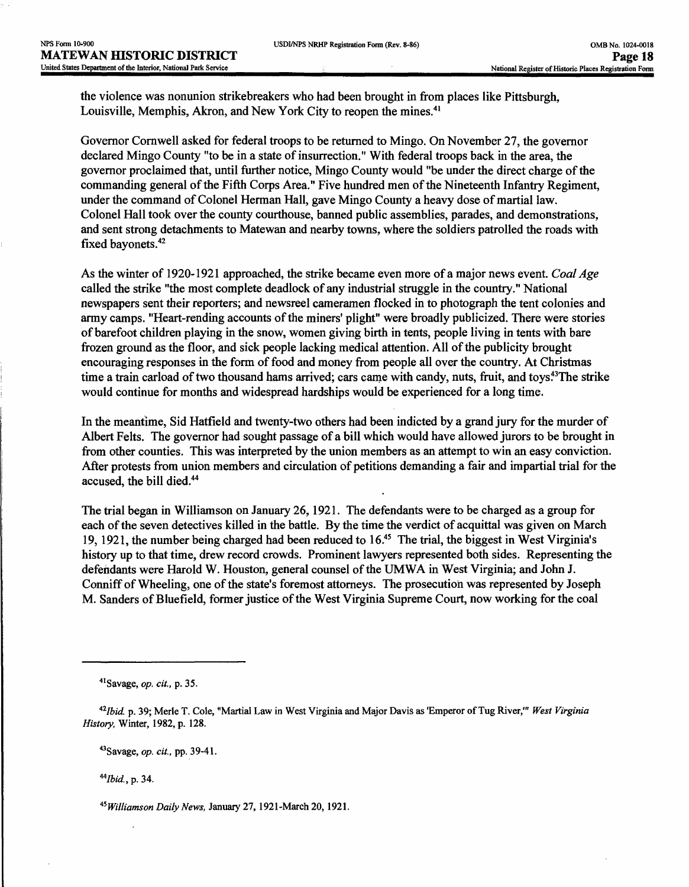the violence was nonunion strikebreakers who had been brought in from places like Pittsburgh, Louisville, Memphis, Akron, and New York City to reopen the mines.[41]

Governor Cornwell asked for federal troops to be returned to Mingo. On November 27, the governor declared Mingo County "to be in a state of insurrection." With federal troops back in the area, the governor proclaimed that, until further notice, Mingo County would "be under the direct charge of the commanding general of the Fifth Corps Area." Five hundred men of the Nineteenth Infantry Regiment, under the command of Colonel Herman Hall, gave Mingo County a heavy dose of martial law. Colonel Hall took over the county courthouse, banned public assemblies, parades, and demonstrations, and sent strong detachments to Matewan and nearby towns, where the soldiers patrolled the roads with fixed bayonets.[42]

As the winter of 1920-1921 approached, the strike became even more of a major news event. *Coal Age* called the strike "the most complete deadlock of any industrial struggle in the country." National newspapers sent their reporters; and newsreel cameramen flocked in to photograph the tent colonies and army camps. "Heart-rending accounts of the miners' plight" were broadly publicized. There were stories of barefoot children playing in the snow, women giving birth in tents, people living in tents with bare frozen ground as the floor, and sick people lacking medical attention. All of the publicity brought encouraging responses in the form of food and money from people all over the country. At Christmas time a train carload of two thousand hams arrived; cars came with candy, nuts, fruit, and toys.[43] The strike would continue for months and widespread hardships would be experienced for a long time.

In the meantime, Sid Hatfield and twenty-two others had been indicted by a grand jury for the murder of Albert Felts. The governor had sought passage of a bill which would have allowed jurors to be brought in from other counties. This was interpreted by the union members as an attempt to win an easy conviction. After protests from union members and circulation of petitions demanding a fair and impartial trial for the accused, the bill died.[44]

The trial began in Williamson on January 26, 1921. The defendants were to be charged as a group for each of the seven detectives killed in the battle. By the time the verdict of acquittal was given on March 19, 1921, the number being charged had been reduced to 16.[45] The trial, the biggest in West Virginia's history up to that time, drew record crowds. Prominent lawyers represented both sides. Representing the defendants were Harold W. Houston, general counsel of the UMWA in West Virginia; and John J. Conniff of Wheeling, one of the state's foremost attorneys. The prosecution was represented by Joseph M. Sanders of Bluefield, former justice of the West Virginia Supreme Court, now working for the coal

---

[41] Savage, *op. cit.*, p. 35.

[42] *Ibid.* p. 39; Merle T. Cole, "Martial Law in West Virginia and Major Davis as 'Emperor of Tug River,'" *West Virginia History*, Winter, 1982, p. 128.

[43] Savage, *op. cit.*, pp. 39-41.

[44] *Ibid.*, p. 34.

[45] *Williamson Daily News*, January 27, 1921-March 20, 1921.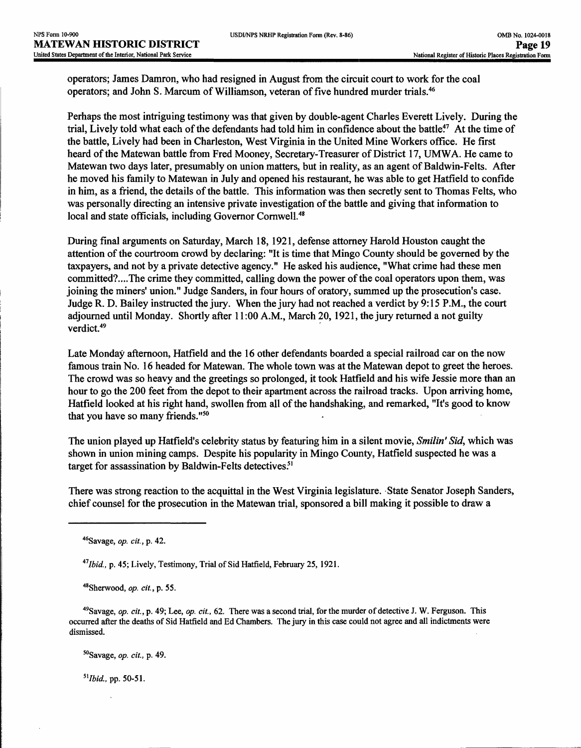operators; James Damron, who had resigned in August from the circuit court to work for the coal operators; and John S. Marcum of Williamson, veteran of five hundred murder trials.[46]

Perhaps the most intriguing testimony was that given by double-agent Charles Everett Lively. During the trial, Lively told what each of the defendants had told him in confidence about the battle.[47] At the time of the battle, Lively had been in Charleston, West Virginia in the United Mine Workers office. He first heard of the Matewan battle from Fred Mooney, Secretary-Treasurer of District 17, UMWA. He came to Matewan two days later, presumably on union matters, but in reality, as an agent of Baldwin-Felts. After he moved his family to Matewan in July and opened his restaurant, he was able to get Hatfield to confide in him, as a friend, the details of the battle. This information was then secretly sent to Thomas Felts, who was personally directing an intensive private investigation of the battle and giving that information to local and state officials, including Governor Cornwell.[48]

During final arguments on Saturday, March 18, 1921, defense attorney Harold Houston caught the attention of the courtroom crowd by declaring: "It is time that Mingo County should be governed by the taxpayers, and not by a private detective agency." He asked his audience, "What crime had these men committed?....The crime they committed, calling down the power of the coal operators upon them, was joining the miners' union." Judge Sanders, in four hours of oratory, summed up the prosecution's case. Judge R. D. Bailey instructed the jury. When the jury had not reached a verdict by 9:15 P.M., the court adjourned until Monday. Shortly after 11:00 A.M., March 20, 1921, the jury returned a not guilty verdict.[49]

Late Monday afternoon, Hatfield and the 16 other defendants boarded a special railroad car on the now famous train No. 16 headed for Matewan. The whole town was at the Matewan depot to greet the heroes. The crowd was so heavy and the greetings so prolonged, it took Hatfield and his wife Jessie more than an hour to go the 200 feet from the depot to their apartment across the railroad tracks. Upon arriving home, Hatfield looked at his right hand, swollen from all of the handshaking, and remarked, "It's good to know that you have so many friends."[50]

The union played up Hatfield's celebrity status by featuring him in a silent movie, *Smilin' Sid*, which was shown in union mining camps. Despite his popularity in Mingo County, Hatfield suspected he was a target for assassination by Baldwin-Felts detectives.[51]

There was strong reaction to the acquittal in the West Virginia legislature. State Senator Joseph Sanders, chief counsel for the prosecution in the Matewan trial, sponsored a bill making it possible to draw a

---

[46] Savage, *op. cit.*, p. 42.

[47] *Ibid.*, p. 45; Lively, Testimony, Trial of Sid Hatfield, February 25, 1921.

[48] Sherwood, *op. cit.*, p. 55.

[49] Savage, *op. cit.*, p. 49; Lee, *op. cit.*, 62. There was a second trial, for the murder of detective J. W. Ferguson. This occurred after the deaths of Sid Hatfield and Ed Chambers. The jury in this case could not agree and all indictments were dismissed.

[50] Savage, *op. cit.*, p. 49.

[51] *Ibid.*, pp. 50-51.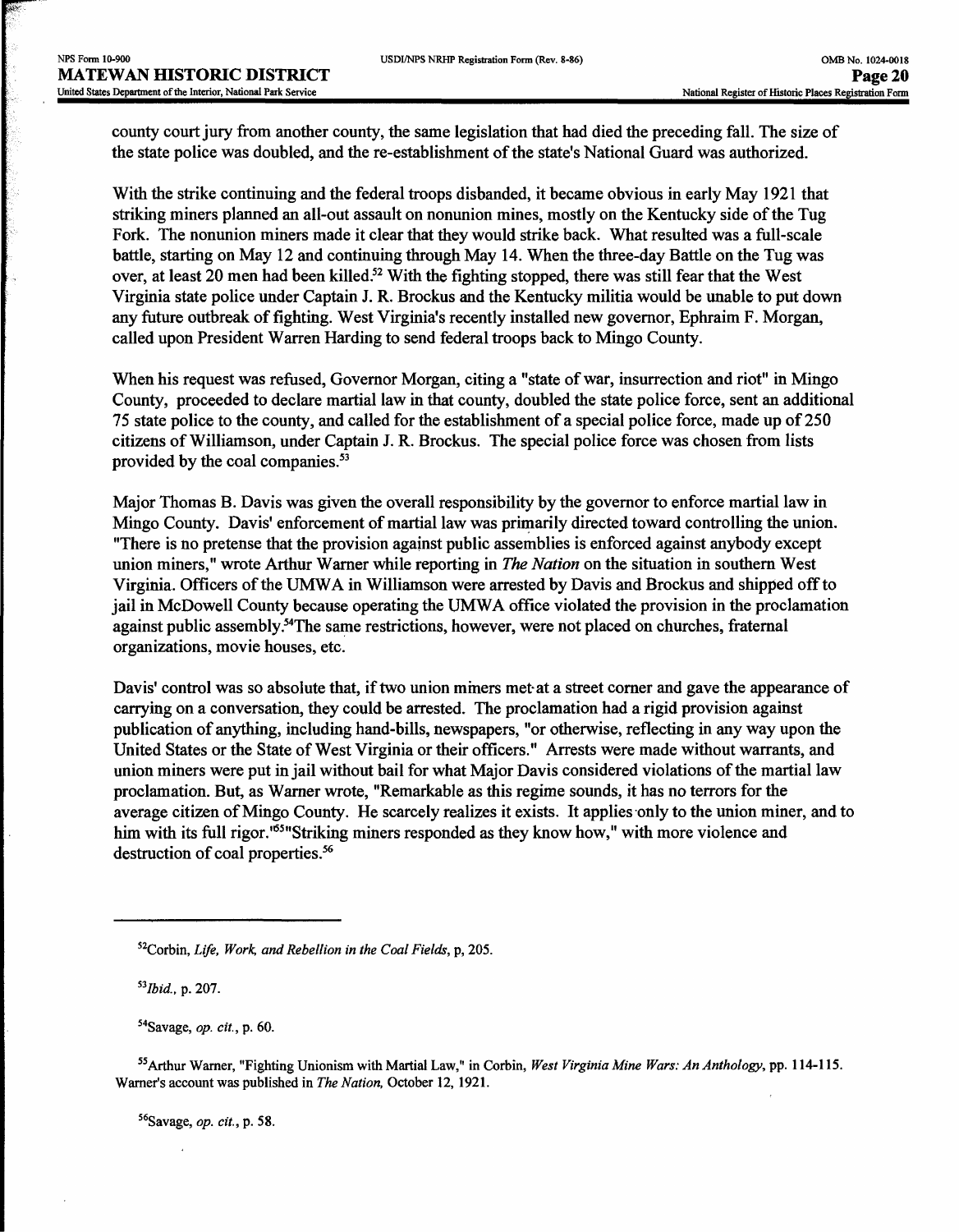county court jury from another county, the same legislation that had died the preceding fall. The size of the state police was doubled, and the re-establishment of the state's National Guard was authorized.

With the strike continuing and the federal troops disbanded, it became obvious in early May 1921 that striking miners planned an all-out assault on nonunion mines, mostly on the Kentucky side of the Tug Fork. The nonunion miners made it clear that they would strike back. What resulted was a full-scale battle, starting on May 12 and continuing through May 14. When the three-day Battle on the Tug was over, at least 20 men had been killed.[52] With the fighting stopped, there was still fear that the West Virginia state police under Captain J. R. Brockus and the Kentucky militia would be unable to put down any future outbreak of fighting. West Virginia's recently installed new governor, Ephraim F. Morgan, called upon President Warren Harding to send federal troops back to Mingo County.

When his request was refused, Governor Morgan, citing a "state of war, insurrection and riot" in Mingo County, proceeded to declare martial law in that county, doubled the state police force, sent an additional 75 state police to the county, and called for the establishment of a special police force, made up of 250 citizens of Williamson, under Captain J. R. Brockus. The special police force was chosen from lists provided by the coal companies.[53]

Major Thomas B. Davis was given the overall responsibility by the governor to enforce martial law in Mingo County. Davis' enforcement of martial law was primarily directed toward controlling the union. "There is no pretense that the provision against public assemblies is enforced against anybody except union miners," wrote Arthur Warner while reporting in *The Nation* on the situation in southern West Virginia. Officers of the UMWA in Williamson were arrested by Davis and Brockus and shipped off to jail in McDowell County because operating the UMWA office violated the provision in the proclamation against public assembly.[54] The same restrictions, however, were not placed on churches, fraternal organizations, movie houses, etc.

Davis' control was so absolute that, if two union miners met at a street corner and gave the appearance of carrying on a conversation, they could be arrested. The proclamation had a rigid provision against publication of anything, including hand-bills, newspapers, "or otherwise, reflecting in any way upon the United States or the State of West Virginia or their officers." Arrests were made without warrants, and union miners were put in jail without bail for what Major Davis considered violations of the martial law proclamation. But, as Warner wrote, "Remarkable as this regime sounds, it has no terrors for the average citizen of Mingo County. He scarcely realizes it exists. It applies only to the union miner, and to him with its full rigor."[55] "Striking miners responded as they know how," with more violence and destruction of coal properties.[56]

---

[52] Corbin, *Life, Work, and Rebellion in the Coal Fields*, p, 205.

[53] *Ibid.*, p. 207.

[54] Savage, *op. cit.*, p. 60.

[55] Arthur Warner, "Fighting Unionism with Martial Law," in Corbin, *West Virginia Mine Wars: An Anthology*, pp. 114-115. Warner's account was published in *The Nation*, October 12, 1921.

[56] Savage, *op. cit.*, p. 58.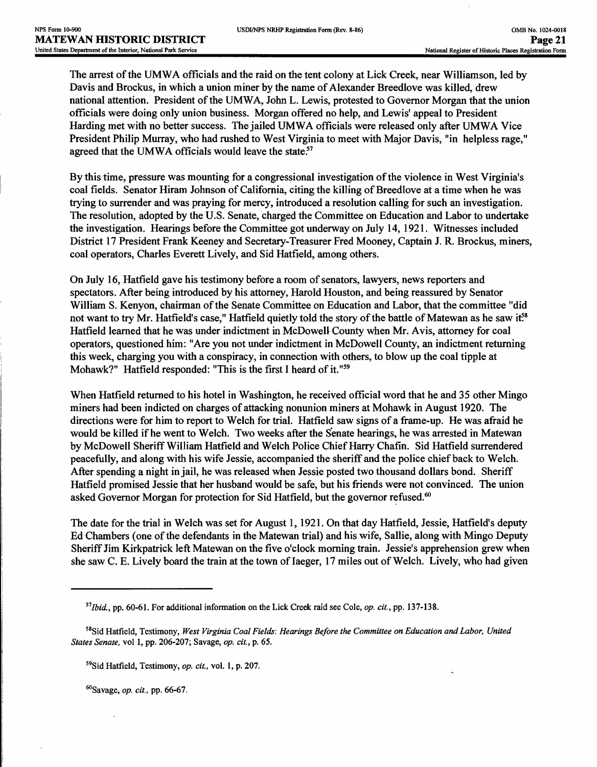The arrest of the UMWA officials and the raid on the tent colony at Lick Creek, near Williamson, led by Davis and Brockus, in which a union miner by the name of Alexander Breedlove was killed, drew national attention. President of the UMWA, John L. Lewis, protested to Governor Morgan that the union officials were doing only union business. Morgan offered no help, and Lewis' appeal to President Harding met with no better success. The jailed UMWA officials were released only after UMWA Vice President Philip Murray, who had rushed to West Virginia to meet with Major Davis, "in helpless rage," agreed that the UMWA officials would leave the state.[57]

By this time, pressure was mounting for a congressional investigation of the violence in West Virginia's coal fields. Senator Hiram Johnson of California, citing the killing of Breedlove at a time when he was trying to surrender and was praying for mercy, introduced a resolution calling for such an investigation. The resolution, adopted by the U.S. Senate, charged the Committee on Education and Labor to undertake the investigation. Hearings before the Committee got underway on July 14, 1921. Witnesses included District 17 President Frank Keeney and Secretary-Treasurer Fred Mooney, Captain J. R. Brockus, miners, coal operators, Charles Everett Lively, and Sid Hatfield, among others.

On July 16, Hatfield gave his testimony before a room of senators, lawyers, news reporters and spectators. After being introduced by his attorney, Harold Houston, and being reassured by Senator William S. Kenyon, chairman of the Senate Committee on Education and Labor, that the committee "did not want to try Mr. Hatfield's case," Hatfield quietly told the story of the battle of Matewan as he saw it.[58] Hatfield learned that he was under indictment in McDowell County when Mr. Avis, attorney for coal operators, questioned him: "Are you not under indictment in McDowell County, an indictment returning this week, charging you with a conspiracy, in connection with others, to blow up the coal tipple at Mohawk?" Hatfield responded: "This is the first I heard of it."[59]

When Hatfield returned to his hotel in Washington, he received official word that he and 35 other Mingo miners had been indicted on charges of attacking nonunion miners at Mohawk in August 1920. The directions were for him to report to Welch for trial. Hatfield saw signs of a frame-up. He was afraid he would be killed if he went to Welch. Two weeks after the Senate hearings, he was arrested in Matewan by McDowell Sheriff William Hatfield and Welch Police Chief Harry Chafin. Sid Hatfield surrendered peacefully, and along with his wife Jessie, accompanied the sheriff and the police chief back to Welch. After spending a night in jail, he was released when Jessie posted two thousand dollars bond. Sheriff Hatfield promised Jessie that her husband would be safe, but his friends were not convinced. The union asked Governor Morgan for protection for Sid Hatfield, but the governor refused.[60]

The date for the trial in Welch was set for August 1, 1921. On that day Hatfield, Jessie, Hatfield's deputy Ed Chambers (one of the defendants in the Matewan trial) and his wife, Sallie, along with Mingo Deputy Sheriff Jim Kirkpatrick left Matewan on the five o'clock morning train. Jessie's apprehension grew when she saw C. E. Lively board the train at the town of Iaeger, 17 miles out of Welch. Lively, who had given

---

[57]*Ibid.*, pp. 60-61. For additional information on the Lick Creek raid see Cole, *op. cit.*, pp. 137-138.

[58]Sid Hatfield, Testimony, *West Virginia Coal Fields: Hearings Before the Committee on Education and Labor, United States Senate*, vol 1, pp. 206-207; Savage, *op. cit.*, p. 65.

[59]Sid Hatfield, Testimony, *op. cit.*, vol. 1, p. 207.

[60]Savage, *op. cit.*, pp. 66-67.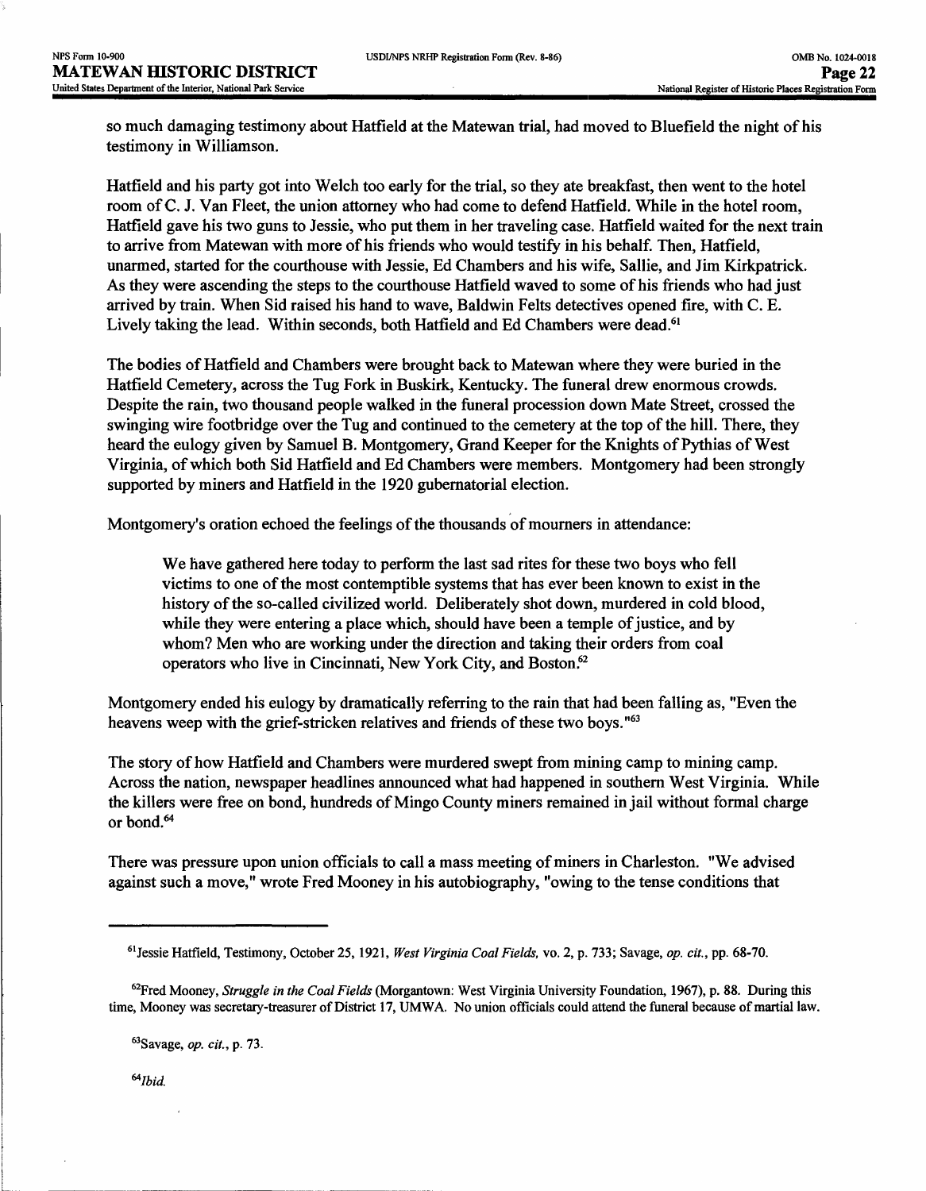so much damaging testimony about Hatfield at the Matewan trial, had moved to Bluefield the night of his testimony in Williamson.

Hatfield and his party got into Welch too early for the trial, so they ate breakfast, then went to the hotel room of C. J. Van Fleet, the union attorney who had come to defend Hatfield. While in the hotel room, Hatfield gave his two guns to Jessie, who put them in her traveling case. Hatfield waited for the next train to arrive from Matewan with more of his friends who would testify in his behalf. Then, Hatfield, unarmed, started for the courthouse with Jessie, Ed Chambers and his wife, Sallie, and Jim Kirkpatrick. As they were ascending the steps to the courthouse Hatfield waved to some of his friends who had just arrived by train. When Sid raised his hand to wave, Baldwin Felts detectives opened fire, with C. E. Lively taking the lead. Within seconds, both Hatfield and Ed Chambers were dead.[61]

The bodies of Hatfield and Chambers were brought back to Matewan where they were buried in the Hatfield Cemetery, across the Tug Fork in Buskirk, Kentucky. The funeral drew enormous crowds. Despite the rain, two thousand people walked in the funeral procession down Mate Street, crossed the swinging wire footbridge over the Tug and continued to the cemetery at the top of the hill. There, they heard the eulogy given by Samuel B. Montgomery, Grand Keeper for the Knights of Pythias of West Virginia, of which both Sid Hatfield and Ed Chambers were members. Montgomery had been strongly supported by miners and Hatfield in the 1920 gubernatorial election.

Montgomery's oration echoed the feelings of the thousands of mourners in attendance:

> We have gathered here today to perform the last sad rites for these two boys who fell victims to one of the most contemptible systems that has ever been known to exist in the history of the so-called civilized world. Deliberately shot down, murdered in cold blood, while they were entering a place which, should have been a temple of justice, and by whom? Men who are working under the direction and taking their orders from coal operators who live in Cincinnati, New York City, and Boston.[62]

Montgomery ended his eulogy by dramatically referring to the rain that had been falling as, "Even the heavens weep with the grief-stricken relatives and friends of these two boys."[63]

The story of how Hatfield and Chambers were murdered swept from mining camp to mining camp. Across the nation, newspaper headlines announced what had happened in southern West Virginia. While the killers were free on bond, hundreds of Mingo County miners remained in jail without formal charge or bond.[64]

There was pressure upon union officials to call a mass meeting of miners in Charleston. "We advised against such a move," wrote Fred Mooney in his autobiography, "owing to the tense conditions that

---

[61] Jessie Hatfield, Testimony, October 25, 1921, *West Virginia Coal Fields,* vo. 2, p. 733; Savage, *op. cit.*, pp. 68-70.

[62] Fred Mooney, *Struggle in the Coal Fields* (Morgantown: West Virginia University Foundation, 1967), p. 88. During this time, Mooney was secretary-treasurer of District 17, UMWA. No union officials could attend the funeral because of martial law.

[63] Savage, *op. cit.*, p. 73.

[64] *Ibid.*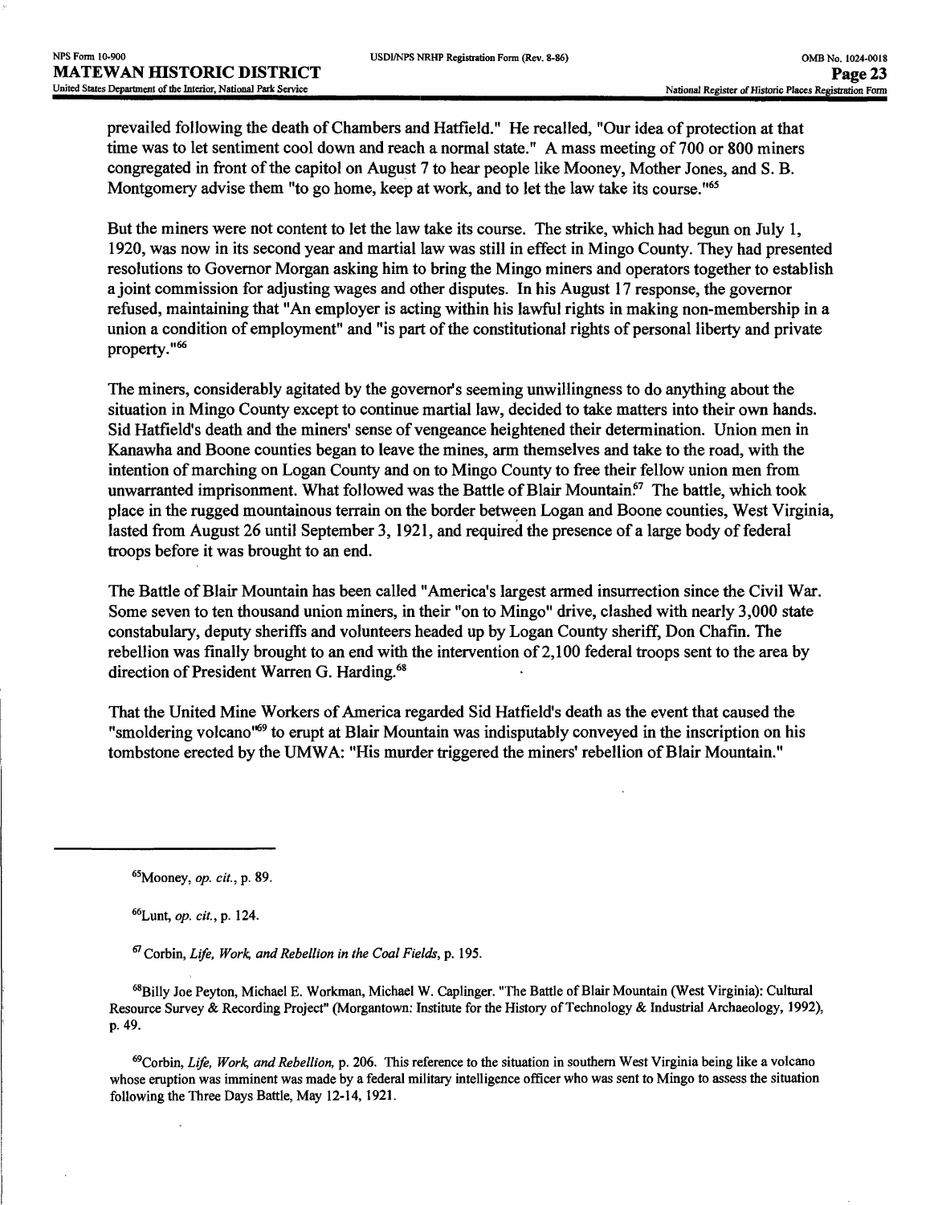prevailed following the death of Chambers and Hatfield." He recalled, "Our idea of protection at that time was to let sentiment cool down and reach a normal state." A mass meeting of 700 or 800 miners congregated in front of the capitol on August 7 to hear people like Mooney, Mother Jones, and S. B. Montgomery advise them "to go home, keep at work, and to let the law take its course."[65]

But the miners were not content to let the law take its course. The strike, which had begun on July 1, 1920, was now in its second year and martial law was still in effect in Mingo County. They had presented resolutions to Governor Morgan asking him to bring the Mingo miners and operators together to establish a joint commission for adjusting wages and other disputes. In his August 17 response, the governor refused, maintaining that "An employer is acting within his lawful rights in making non-membership in a union a condition of employment" and "is part of the constitutional rights of personal liberty and private property."[66]

The miners, considerably agitated by the governor's seeming unwillingness to do anything about the situation in Mingo County except to continue martial law, decided to take matters into their own hands. Sid Hatfield's death and the miners' sense of vengeance heightened their determination. Union men in Kanawha and Boone counties began to leave the mines, arm themselves and take to the road, with the intention of marching on Logan County and on to Mingo County to free their fellow union men from unwarranted imprisonment. What followed was the Battle of Blair Mountain.[67] The battle, which took place in the rugged mountainous terrain on the border between Logan and Boone counties, West Virginia, lasted from August 26 until September 3, 1921, and required the presence of a large body of federal troops before it was brought to an end.

The Battle of Blair Mountain has been called "America's largest armed insurrection since the Civil War. Some seven to ten thousand union miners, in their "on to Mingo" drive, clashed with nearly 3,000 state constabulary, deputy sheriffs and volunteers headed up by Logan County sheriff, Don Chafin. The rebellion was finally brought to an end with the intervention of 2,100 federal troops sent to the area by direction of President Warren G. Harding.[68]

That the United Mine Workers of America regarded Sid Hatfield's death as the event that caused the "smoldering volcano"[69] to erupt at Blair Mountain was indisputably conveyed in the inscription on his tombstone erected by the UMWA: "His murder triggered the miners' rebellion of Blair Mountain."

---

[65] Mooney, *op. cit.*, p. 89.

[66] Lunt, *op. cit.*, p. 124.

[67] Corbin, *Life, Work, and Rebellion in the Coal Fields*, p. 195.

[68] Billy Joe Peyton, Michael E. Workman, Michael W. Caplinger. "The Battle of Blair Mountain (West Virginia): Cultural Resource Survey & Recording Project" (Morgantown: Institute for the History of Technology & Industrial Archaeology, 1992), p. 49.

[69] Corbin, *Life, Work, and Rebellion*, p. 206. This reference to the situation in southern West Virginia being like a volcano whose eruption was imminent was made by a federal military intelligence officer who was sent to Mingo to assess the situation following the Three Days Battle, May 12-14, 1921.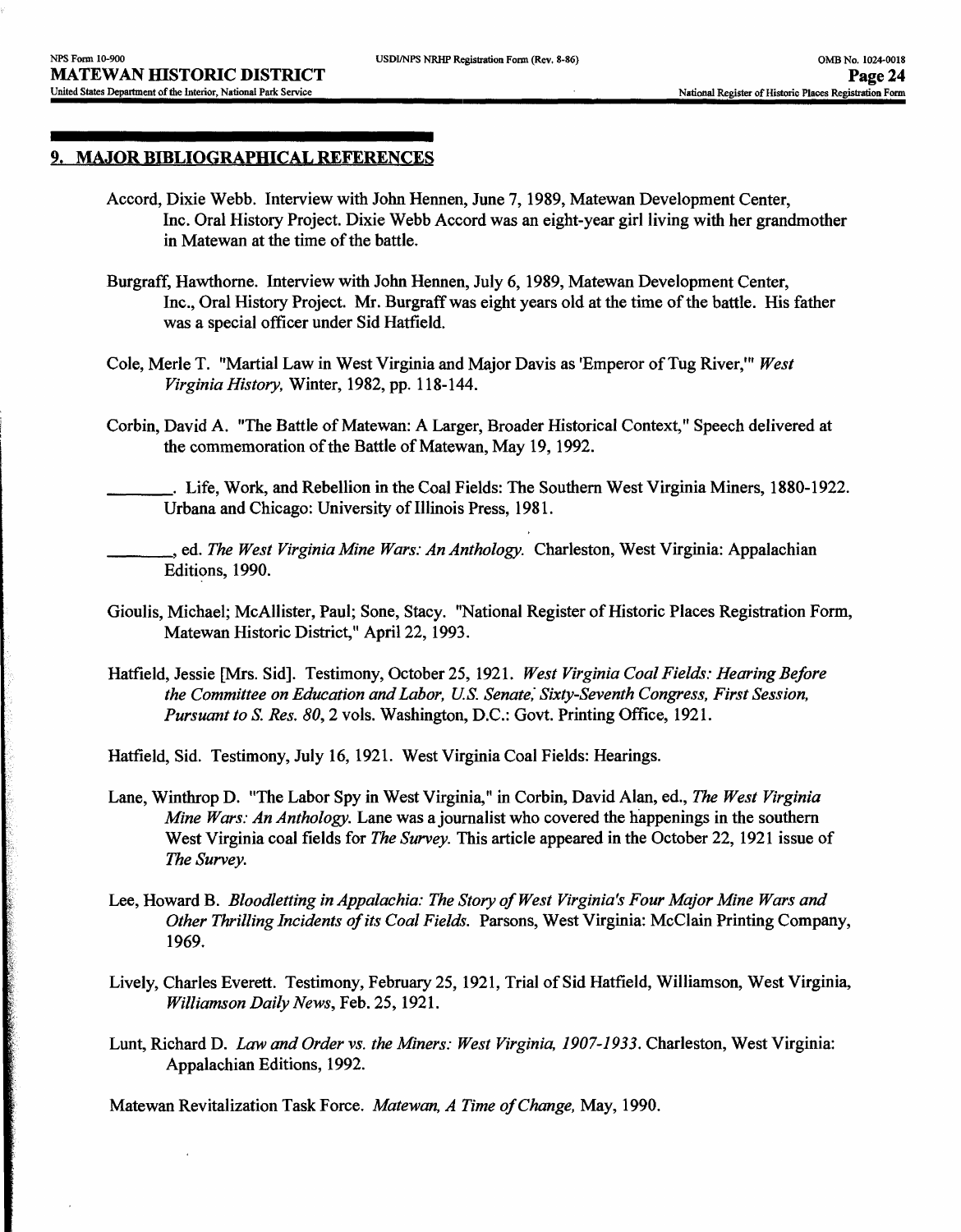## 9. MAJOR BIBLIOGRAPHICAL REFERENCES

Accord, Dixie Webb. Interview with John Hennen, June 7, 1989, Matewan Development Center, Inc. Oral History Project. Dixie Webb Accord was an eight-year girl living with her grandmother in Matewan at the time of the battle.

Burgraff, Hawthorne. Interview with John Hennen, July 6, 1989, Matewan Development Center, Inc., Oral History Project. Mr. Burgraff was eight years old at the time of the battle. His father was a special officer under Sid Hatfield.

Cole, Merle T. "Martial Law in West Virginia and Major Davis as 'Emperor of Tug River,'" *West Virginia History,* Winter, 1982, pp. 118-144.

Corbin, David A. "The Battle of Matewan: A Larger, Broader Historical Context," Speech delivered at the commemoration of the Battle of Matewan, May 19, 1992.

________. Life, Work, and Rebellion in the Coal Fields: The Southern West Virginia Miners, 1880-1922. Urbana and Chicago: University of Illinois Press, 1981.

________, ed. *The West Virginia Mine Wars: An Anthology.* Charleston, West Virginia: Appalachian Editions, 1990.

Gioulis, Michael; McAllister, Paul; Sone, Stacy. "National Register of Historic Places Registration Form, Matewan Historic District," April 22, 1993.

Hatfield, Jessie [Mrs. Sid]. Testimony, October 25, 1921. *West Virginia Coal Fields: Hearing Before the Committee on Education and Labor, U.S. Senate; Sixty-Seventh Congress, First Session, Pursuant to S. Res. 80,* 2 vols. Washington, D.C.: Govt. Printing Office, 1921.

Hatfield, Sid. Testimony, July 16, 1921. West Virginia Coal Fields: Hearings.

Lane, Winthrop D. "The Labor Spy in West Virginia," in Corbin, David Alan, ed., *The West Virginia Mine Wars: An Anthology.* Lane was a journalist who covered the happenings in the southern West Virginia coal fields for *The Survey.* This article appeared in the October 22, 1921 issue of *The Survey.*

Lee, Howard B. *Bloodletting in Appalachia: The Story of West Virginia's Four Major Mine Wars and Other Thrilling Incidents of its Coal Fields.* Parsons, West Virginia: McClain Printing Company, 1969.

Lively, Charles Everett. Testimony, February 25, 1921, Trial of Sid Hatfield, Williamson, West Virginia, *Williamson Daily News*, Feb. 25, 1921.

Lunt, Richard D. *Law and Order vs. the Miners: West Virginia, 1907-1933.* Charleston, West Virginia: Appalachian Editions, 1992.

Matewan Revitalization Task Force. *Matewan, A Time of Change,* May, 1990.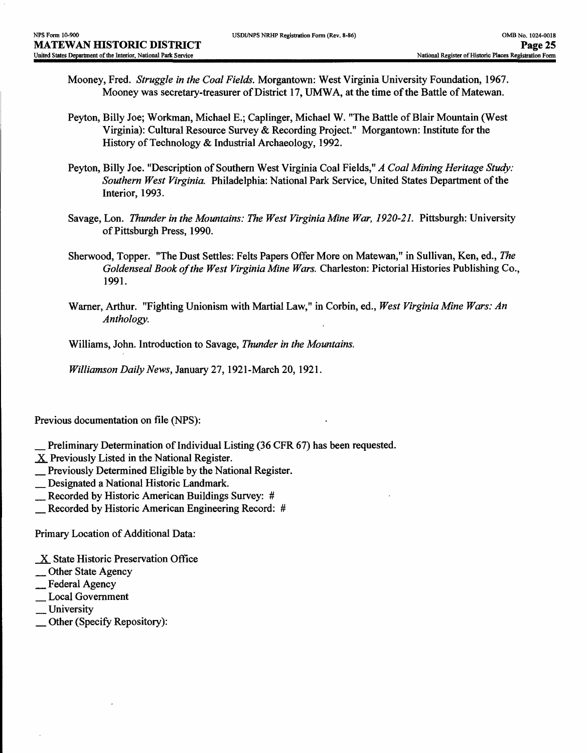Mooney, Fred. *Struggle in the Coal Fields.* Morgantown: West Virginia University Foundation, 1967. Mooney was secretary-treasurer of District 17, UMWA, at the time of the Battle of Matewan.

Peyton, Billy Joe; Workman, Michael E.; Caplinger, Michael W. "The Battle of Blair Mountain (West Virginia): Cultural Resource Survey & Recording Project." Morgantown: Institute for the History of Technology & Industrial Archaeology, 1992.

Peyton, Billy Joe. "Description of Southern West Virginia Coal Fields," *A Coal Mining Heritage Study: Southern West Virginia.* Philadelphia: National Park Service, United States Department of the Interior, 1993.

Savage, Lon. *Thunder in the Mountains: The West Virginia Mine War, 1920-21.* Pittsburgh: University of Pittsburgh Press, 1990.

Sherwood, Topper. "The Dust Settles: Felts Papers Offer More on Matewan," in Sullivan, Ken, ed., *The Goldenseal Book of the West Virginia Mine Wars.* Charleston: Pictorial Histories Publishing Co., 1991.

Warner, Arthur. "Fighting Unionism with Martial Law," in Corbin, ed., *West Virginia Mine Wars: An Anthology.*

Williams, John. Introduction to Savage, *Thunder in the Mountains.*

*Williamson Daily News*, January 27, 1921-March 20, 1921.

Previous documentation on file (NPS):

__ Preliminary Determination of Individual Listing (36 CFR 67) has been requested.
_X_ Previously Listed in the National Register.
__ Previously Determined Eligible by the National Register.
__ Designated a National Historic Landmark.
__ Recorded by Historic American Buildings Survey: #
__ Recorded by Historic American Engineering Record: #

Primary Location of Additional Data:

_X_ State Historic Preservation Office
__ Other State Agency
__ Federal Agency
__ Local Government
__ University
__ Other (Specify Repository):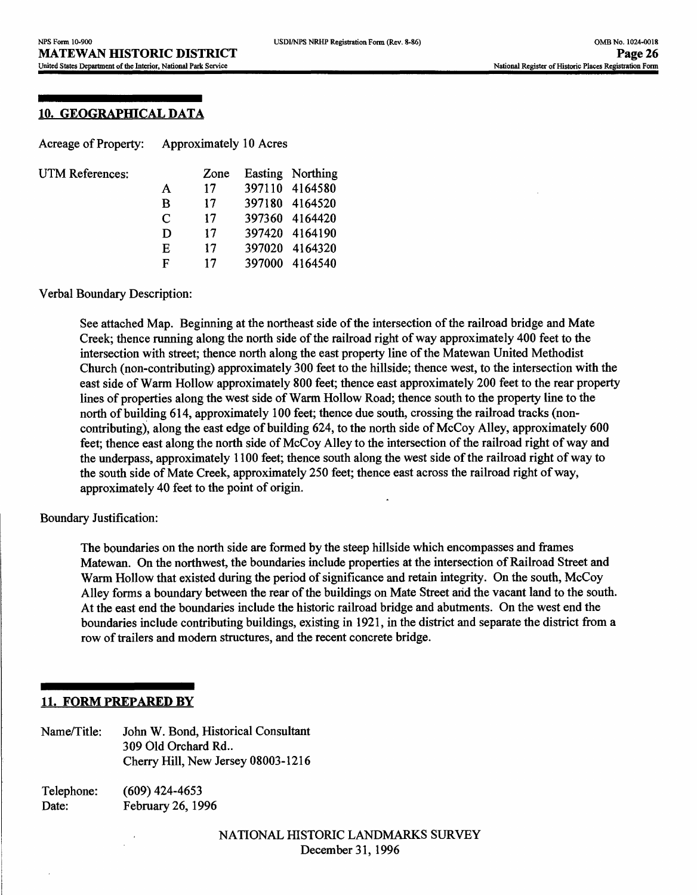## 10. GEOGRAPHICAL DATA

Acreage of Property: Approximately 10 Acres

UTM References:

| | Zone | Easting | Northing |
|---|---|---|---|
| A | 17 | 397110 | 4164580 |
| B | 17 | 397180 | 4164520 |
| C | 17 | 397360 | 4164420 |
| D | 17 | 397420 | 4164190 |
| E | 17 | 397020 | 4164320 |
| F | 17 | 397000 | 4164540 |

Verbal Boundary Description:

See attached Map. Beginning at the northeast side of the intersection of the railroad bridge and Mate Creek; thence running along the north side of the railroad right of way approximately 400 feet to the intersection with street; thence north along the east property line of the Matewan United Methodist Church (non-contributing) approximately 300 feet to the hillside; thence west, to the intersection with the east side of Warm Hollow approximately 800 feet; thence east approximately 200 feet to the rear property lines of properties along the west side of Warm Hollow Road; thence south to the property line to the north of building 614, approximately 100 feet; thence due south, crossing the railroad tracks (non-contributing), along the east edge of building 624, to the north side of McCoy Alley, approximately 600 feet; thence east along the north side of McCoy Alley to the intersection of the railroad right of way and the underpass, approximately 1100 feet; thence south along the west side of the railroad right of way to the south side of Mate Creek, approximately 250 feet; thence east across the railroad right of way, approximately 40 feet to the point of origin.

Boundary Justification:

The boundaries on the north side are formed by the steep hillside which encompasses and frames Matewan. On the northwest, the boundaries include properties at the intersection of Railroad Street and Warm Hollow that existed during the period of significance and retain integrity. On the south, McCoy Alley forms a boundary between the rear of the buildings on Mate Street and the vacant land to the south. At the east end the boundaries include the historic railroad bridge and abutments. On the west end the boundaries include contributing buildings, existing in 1921, in the district and separate the district from a row of trailers and modern structures, and the recent concrete bridge.

## 11. FORM PREPARED BY

Name/Title: John W. Bond, Historical Consultant
309 Old Orchard Rd..
Cherry Hill, New Jersey 08003-1216

Telephone: (609) 424-4653
Date: February 26, 1996

NATIONAL HISTORIC LANDMARKS SURVEY
December 31, 1996